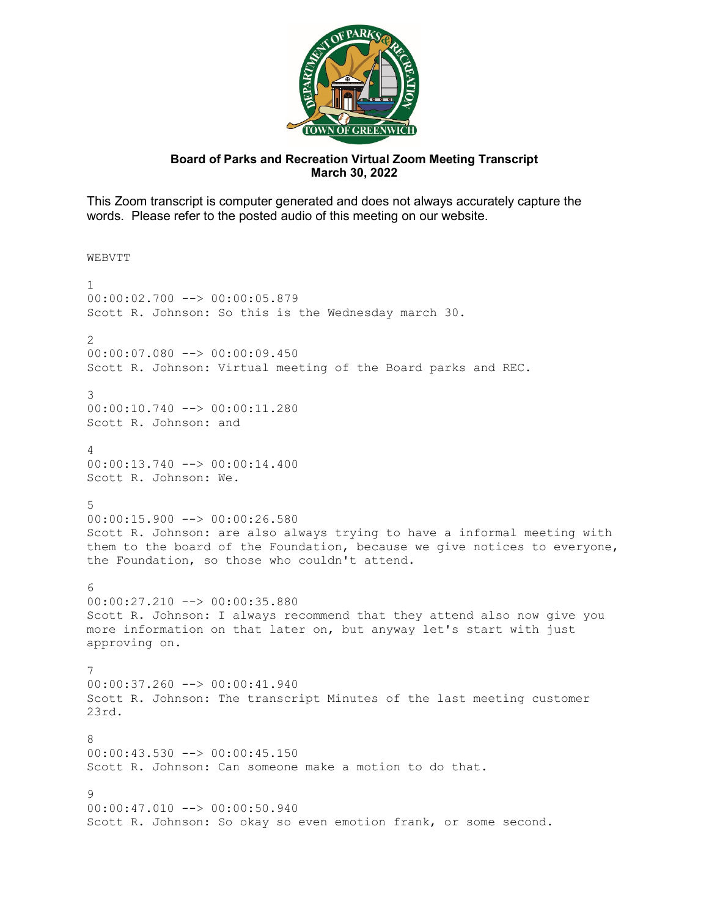**Board of Parks and Recreation Virtual Zoom Meeting Transcript**
**March 30, 2022**

This Zoom transcript is computer generated and does not always accurately capture the words. Please refer to the posted audio of this meeting on our website.

```
WEBVTT

1
00:00:02.700 --> 00:00:05.879
Scott R. Johnson: So this is the Wednesday march 30.

2
00:00:07.080 --> 00:00:09.450
Scott R. Johnson: Virtual meeting of the Board parks and REC.

3
00:00:10.740 --> 00:00:11.280
Scott R. Johnson: and

4
00:00:13.740 --> 00:00:14.400
Scott R. Johnson: We.

5
00:00:15.900 --> 00:00:26.580
Scott R. Johnson: are also always trying to have a informal meeting with them to the board of the Foundation, because we give notices to everyone, the Foundation, so those who couldn't attend.

6
00:00:27.210 --> 00:00:35.880
Scott R. Johnson: I always recommend that they attend also now give you more information on that later on, but anyway let's start with just approving on.

7
00:00:37.260 --> 00:00:41.940
Scott R. Johnson: The transcript Minutes of the last meeting customer 23rd.

8
00:00:43.530 --> 00:00:45.150
Scott R. Johnson: Can someone make a motion to do that.

9
00:00:47.010 --> 00:00:50.940
Scott R. Johnson: So okay so even emotion frank, or some second.
```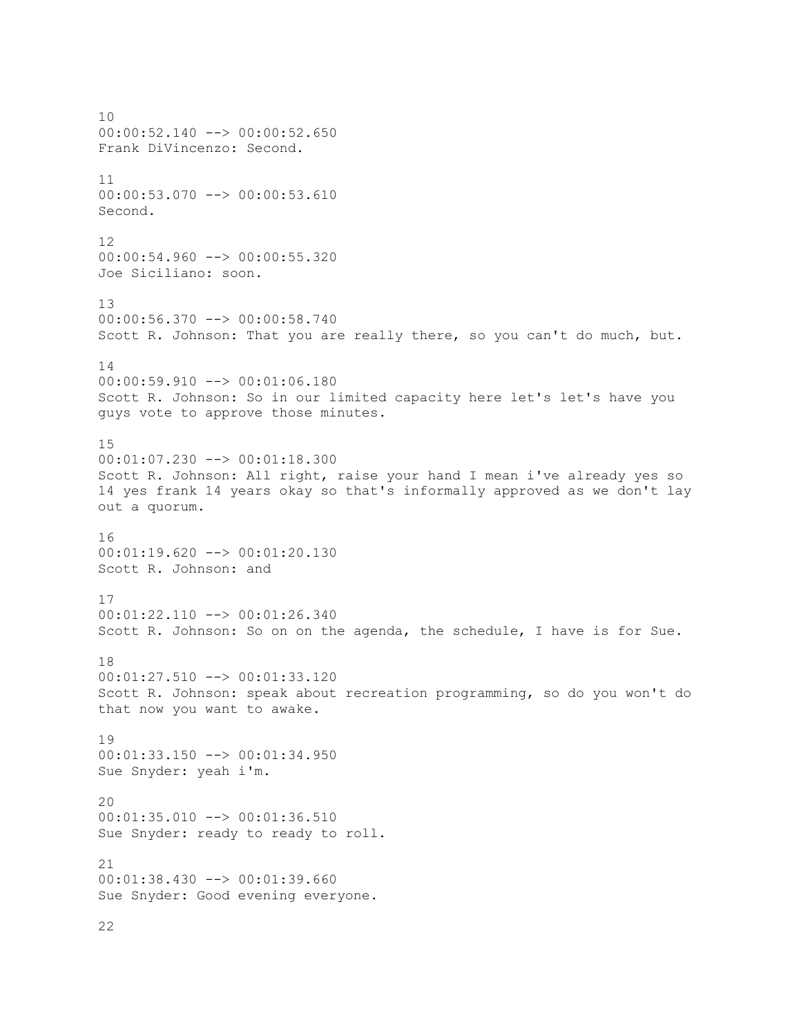10
00:00:52.140 --> 00:00:52.650
Frank DiVincenzo: Second.

11
00:00:53.070 --> 00:00:53.610
Second.

12
00:00:54.960 --> 00:00:55.320
Joe Siciliano: soon.

13
00:00:56.370 --> 00:00:58.740
Scott R. Johnson: That you are really there, so you can't do much, but.

14
00:00:59.910 --> 00:01:06.180
Scott R. Johnson: So in our limited capacity here let's let's have you guys vote to approve those minutes.

15
00:01:07.230 --> 00:01:18.300
Scott R. Johnson: All right, raise your hand I mean i've already yes so 14 yes frank 14 years okay so that's informally approved as we don't lay out a quorum.

16
00:01:19.620 --> 00:01:20.130
Scott R. Johnson: and

17
00:01:22.110 --> 00:01:26.340
Scott R. Johnson: So on on the agenda, the schedule, I have is for Sue.

18
00:01:27.510 --> 00:01:33.120
Scott R. Johnson: speak about recreation programming, so do you won't do that now you want to awake.

19
00:01:33.150 --> 00:01:34.950
Sue Snyder: yeah i'm.

20
00:01:35.010 --> 00:01:36.510
Sue Snyder: ready to ready to roll.

21
00:01:38.430 --> 00:01:39.660
Sue Snyder: Good evening everyone.

22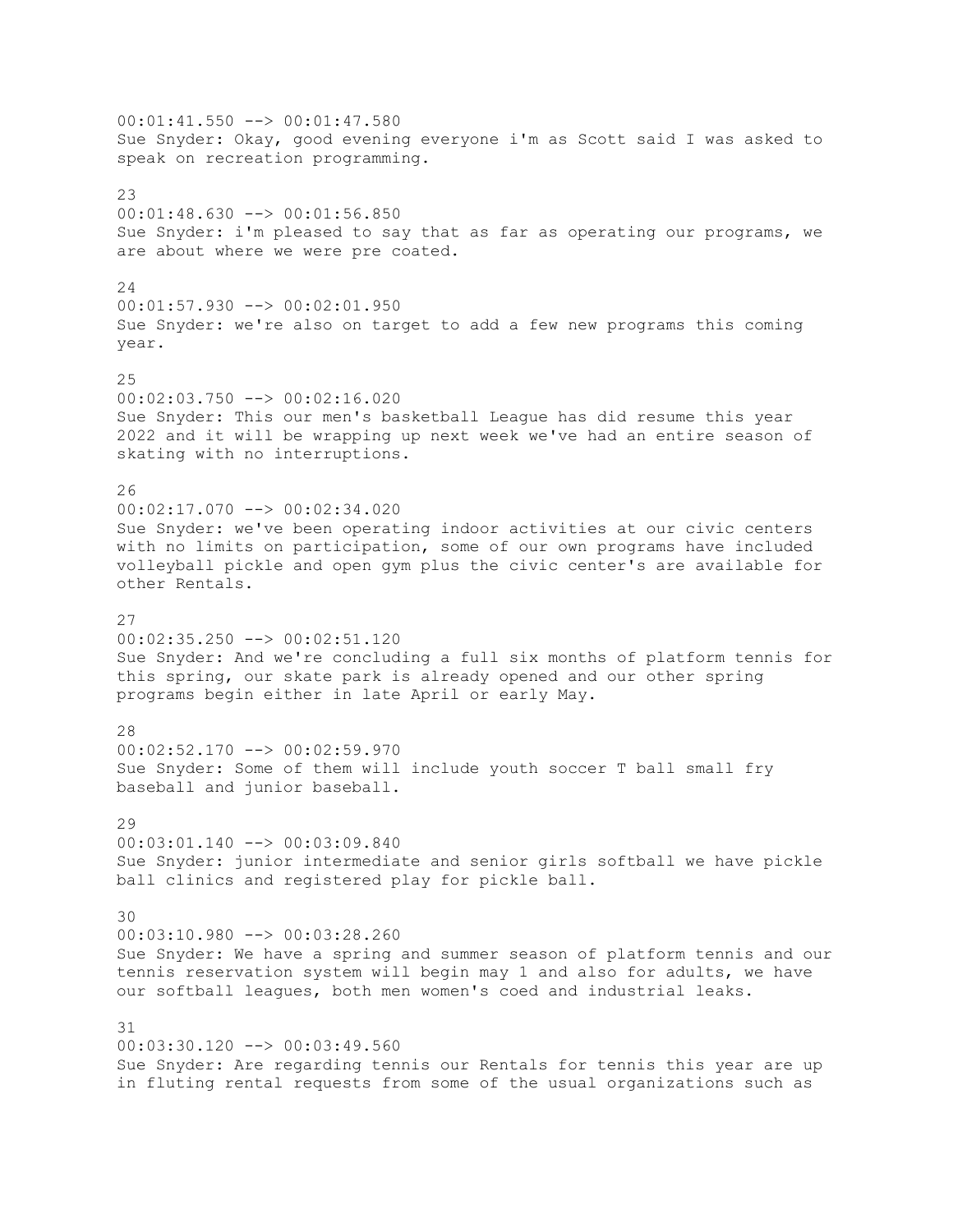00:01:41.550 --> 00:01:47.580
Sue Snyder: Okay, good evening everyone i'm as Scott said I was asked to speak on recreation programming.

23
00:01:48.630 --> 00:01:56.850
Sue Snyder: i'm pleased to say that as far as operating our programs, we are about where we were pre coated.

24
00:01:57.930 --> 00:02:01.950
Sue Snyder: we're also on target to add a few new programs this coming year.

25
00:02:03.750 --> 00:02:16.020
Sue Snyder: This our men's basketball League has did resume this year 2022 and it will be wrapping up next week we've had an entire season of skating with no interruptions.

26
00:02:17.070 --> 00:02:34.020
Sue Snyder: we've been operating indoor activities at our civic centers with no limits on participation, some of our own programs have included volleyball pickle and open gym plus the civic center's are available for other Rentals.

27
00:02:35.250 --> 00:02:51.120
Sue Snyder: And we're concluding a full six months of platform tennis for this spring, our skate park is already opened and our other spring programs begin either in late April or early May.

28
00:02:52.170 --> 00:02:59.970
Sue Snyder: Some of them will include youth soccer T ball small fry baseball and junior baseball.

29
00:03:01.140 --> 00:03:09.840
Sue Snyder: junior intermediate and senior girls softball we have pickle ball clinics and registered play for pickle ball.

30
00:03:10.980 --> 00:03:28.260
Sue Snyder: We have a spring and summer season of platform tennis and our tennis reservation system will begin may 1 and also for adults, we have our softball leagues, both men women's coed and industrial leaks.

31
00:03:30.120 --> 00:03:49.560
Sue Snyder: Are regarding tennis our Rentals for tennis this year are up in fluting rental requests from some of the usual organizations such as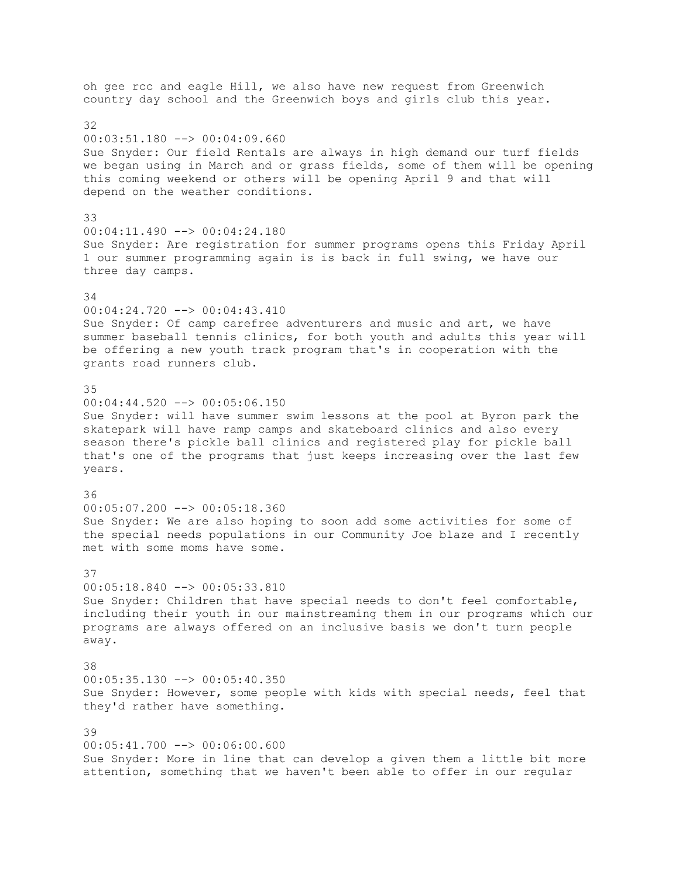oh gee rcc and eagle Hill, we also have new request from Greenwich country day school and the Greenwich boys and girls club this year.

32
00:03:51.180 --> 00:04:09.660
Sue Snyder: Our field Rentals are always in high demand our turf fields we began using in March and or grass fields, some of them will be opening this coming weekend or others will be opening April 9 and that will depend on the weather conditions.

33
00:04:11.490 --> 00:04:24.180
Sue Snyder: Are registration for summer programs opens this Friday April 1 our summer programming again is is back in full swing, we have our three day camps.

34
00:04:24.720 --> 00:04:43.410
Sue Snyder: Of camp carefree adventurers and music and art, we have summer baseball tennis clinics, for both youth and adults this year will be offering a new youth track program that's in cooperation with the grants road runners club.

35
00:04:44.520 --> 00:05:06.150
Sue Snyder: will have summer swim lessons at the pool at Byron park the skatepark will have ramp camps and skateboard clinics and also every season there's pickle ball clinics and registered play for pickle ball that's one of the programs that just keeps increasing over the last few years.

36
00:05:07.200 --> 00:05:18.360
Sue Snyder: We are also hoping to soon add some activities for some of the special needs populations in our Community Joe blaze and I recently met with some moms have some.

37
00:05:18.840 --> 00:05:33.810
Sue Snyder: Children that have special needs to don't feel comfortable, including their youth in our mainstreaming them in our programs which our programs are always offered on an inclusive basis we don't turn people away.

38
00:05:35.130 --> 00:05:40.350
Sue Snyder: However, some people with kids with special needs, feel that they'd rather have something.

39
00:05:41.700 --> 00:06:00.600
Sue Snyder: More in line that can develop a given them a little bit more attention, something that we haven't been able to offer in our regular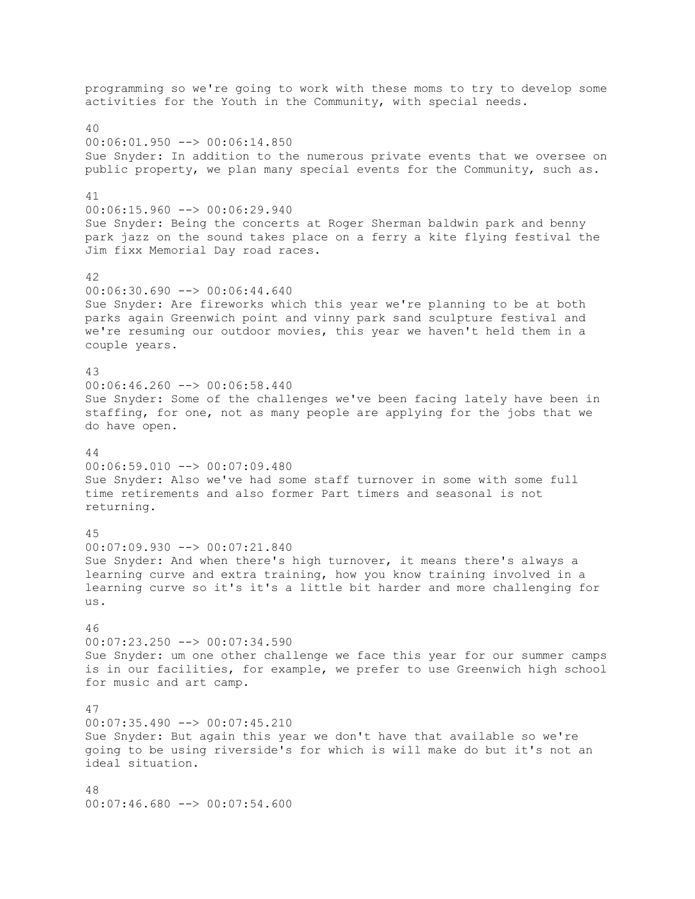programming so we're going to work with these moms to try to develop some activities for the Youth in the Community, with special needs.

40
00:06:01.950 --> 00:06:14.850
Sue Snyder: In addition to the numerous private events that we oversee on public property, we plan many special events for the Community, such as.

41
00:06:15.960 --> 00:06:29.940
Sue Snyder: Being the concerts at Roger Sherman baldwin park and benny park jazz on the sound takes place on a ferry a kite flying festival the Jim fixx Memorial Day road races.

42
00:06:30.690 --> 00:06:44.640
Sue Snyder: Are fireworks which this year we're planning to be at both parks again Greenwich point and vinny park sand sculpture festival and we're resuming our outdoor movies, this year we haven't held them in a couple years.

43
00:06:46.260 --> 00:06:58.440
Sue Snyder: Some of the challenges we've been facing lately have been in staffing, for one, not as many people are applying for the jobs that we do have open.

44
00:06:59.010 --> 00:07:09.480
Sue Snyder: Also we've had some staff turnover in some with some full time retirements and also former Part timers and seasonal is not returning.

45
00:07:09.930 --> 00:07:21.840
Sue Snyder: And when there's high turnover, it means there's always a learning curve and extra training, how you know training involved in a learning curve so it's it's a little bit harder and more challenging for us.

46
00:07:23.250 --> 00:07:34.590
Sue Snyder: um one other challenge we face this year for our summer camps is in our facilities, for example, we prefer to use Greenwich high school for music and art camp.

47
00:07:35.490 --> 00:07:45.210
Sue Snyder: But again this year we don't have that available so we're going to be using riverside's for which is will make do but it's not an ideal situation.

48
00:07:46.680 --> 00:07:54.600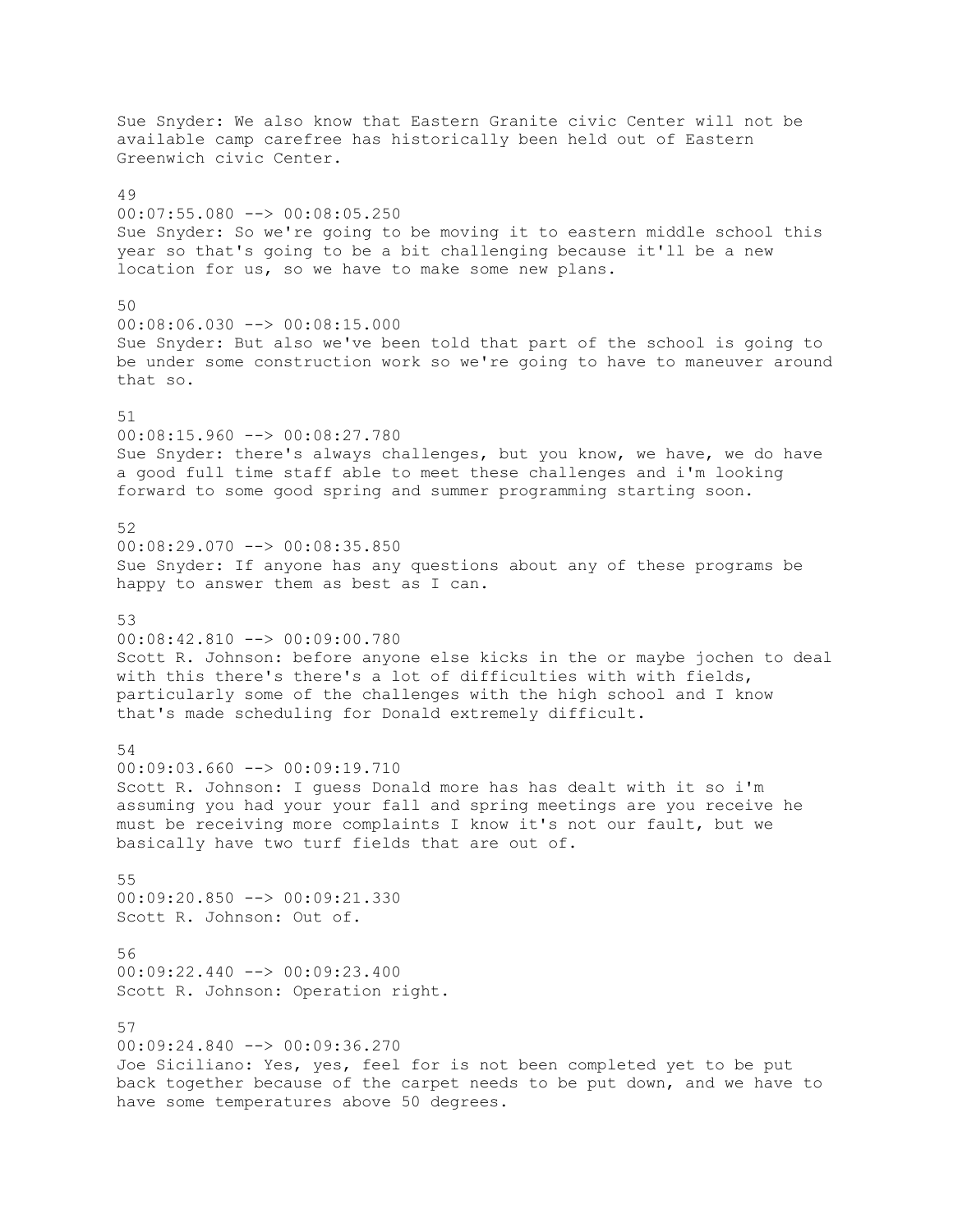Sue Snyder: We also know that Eastern Granite civic Center will not be available camp carefree has historically been held out of Eastern Greenwich civic Center.

49
00:07:55.080 --> 00:08:05.250
Sue Snyder: So we're going to be moving it to eastern middle school this year so that's going to be a bit challenging because it'll be a new location for us, so we have to make some new plans.

50
00:08:06.030 --> 00:08:15.000
Sue Snyder: But also we've been told that part of the school is going to be under some construction work so we're going to have to maneuver around that so.

51
00:08:15.960 --> 00:08:27.780
Sue Snyder: there's always challenges, but you know, we have, we do have a good full time staff able to meet these challenges and i'm looking forward to some good spring and summer programming starting soon.

52
00:08:29.070 --> 00:08:35.850
Sue Snyder: If anyone has any questions about any of these programs be happy to answer them as best as I can.

53
00:08:42.810 --> 00:09:00.780
Scott R. Johnson: before anyone else kicks in the or maybe jochen to deal with this there's there's a lot of difficulties with with fields, particularly some of the challenges with the high school and I know that's made scheduling for Donald extremely difficult.

54
00:09:03.660 --> 00:09:19.710
Scott R. Johnson: I guess Donald more has has dealt with it so i'm assuming you had your your fall and spring meetings are you receive he must be receiving more complaints I know it's not our fault, but we basically have two turf fields that are out of.

55
00:09:20.850 --> 00:09:21.330
Scott R. Johnson: Out of.

56
00:09:22.440 --> 00:09:23.400
Scott R. Johnson: Operation right.

57
00:09:24.840 --> 00:09:36.270
Joe Siciliano: Yes, yes, feel for is not been completed yet to be put back together because of the carpet needs to be put down, and we have to have some temperatures above 50 degrees.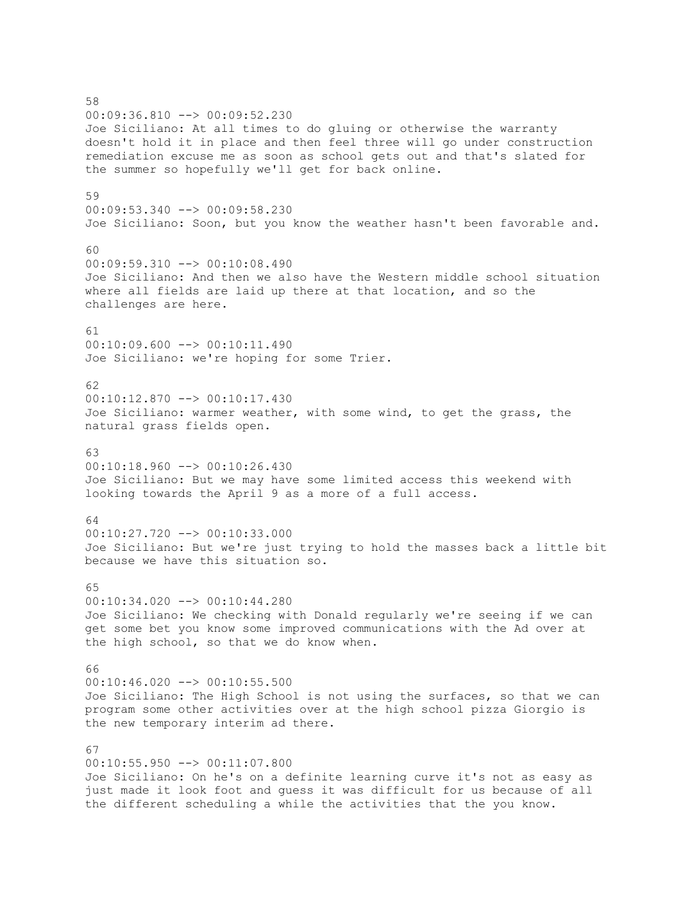58
00:09:36.810 --> 00:09:52.230
Joe Siciliano: At all times to do gluing or otherwise the warranty doesn't hold it in place and then feel three will go under construction remediation excuse me as soon as school gets out and that's slated for the summer so hopefully we'll get for back online.

59
00:09:53.340 --> 00:09:58.230
Joe Siciliano: Soon, but you know the weather hasn't been favorable and.

60
00:09:59.310 --> 00:10:08.490
Joe Siciliano: And then we also have the Western middle school situation where all fields are laid up there at that location, and so the challenges are here.

61
00:10:09.600 --> 00:10:11.490
Joe Siciliano: we're hoping for some Trier.

62
00:10:12.870 --> 00:10:17.430
Joe Siciliano: warmer weather, with some wind, to get the grass, the natural grass fields open.

63
00:10:18.960 --> 00:10:26.430
Joe Siciliano: But we may have some limited access this weekend with looking towards the April 9 as a more of a full access.

64
00:10:27.720 --> 00:10:33.000
Joe Siciliano: But we're just trying to hold the masses back a little bit because we have this situation so.

65
00:10:34.020 --> 00:10:44.280
Joe Siciliano: We checking with Donald regularly we're seeing if we can get some bet you know some improved communications with the Ad over at the high school, so that we do know when.

66
00:10:46.020 --> 00:10:55.500
Joe Siciliano: The High School is not using the surfaces, so that we can program some other activities over at the high school pizza Giorgio is the new temporary interim ad there.

67
00:10:55.950 --> 00:11:07.800
Joe Siciliano: On he's on a definite learning curve it's not as easy as just made it look foot and guess it was difficult for us because of all the different scheduling a while the activities that the you know.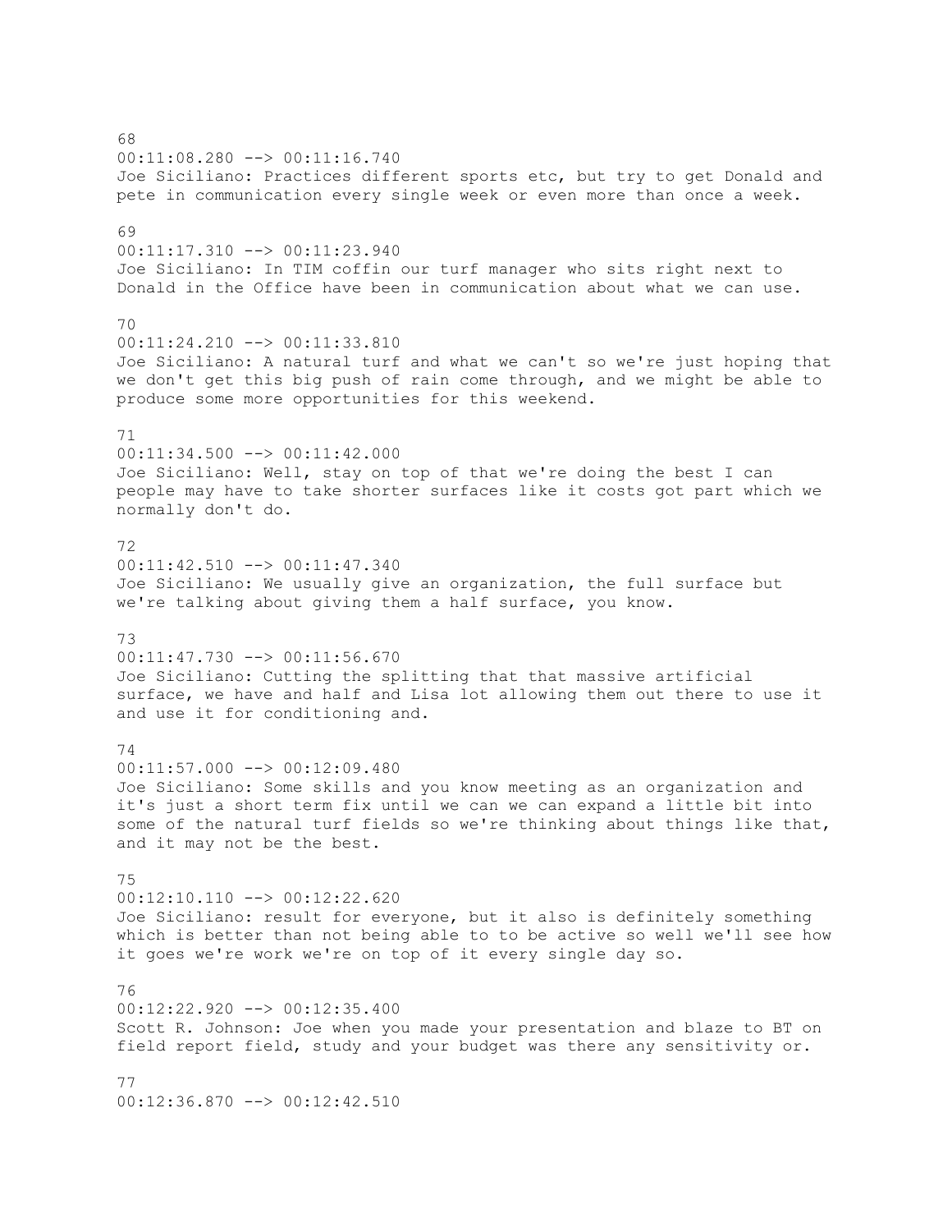68
00:11:08.280 --> 00:11:16.740
Joe Siciliano: Practices different sports etc, but try to get Donald and pete in communication every single week or even more than once a week.

69
00:11:17.310 --> 00:11:23.940
Joe Siciliano: In TIM coffin our turf manager who sits right next to Donald in the Office have been in communication about what we can use.

70
00:11:24.210 --> 00:11:33.810
Joe Siciliano: A natural turf and what we can't so we're just hoping that we don't get this big push of rain come through, and we might be able to produce some more opportunities for this weekend.

71
00:11:34.500 --> 00:11:42.000
Joe Siciliano: Well, stay on top of that we're doing the best I can people may have to take shorter surfaces like it costs got part which we normally don't do.

72
00:11:42.510 --> 00:11:47.340
Joe Siciliano: We usually give an organization, the full surface but we're talking about giving them a half surface, you know.

73
00:11:47.730 --> 00:11:56.670
Joe Siciliano: Cutting the splitting that that massive artificial surface, we have and half and Lisa lot allowing them out there to use it and use it for conditioning and.

74
00:11:57.000 --> 00:12:09.480
Joe Siciliano: Some skills and you know meeting as an organization and it's just a short term fix until we can we can expand a little bit into some of the natural turf fields so we're thinking about things like that, and it may not be the best.

75
00:12:10.110 --> 00:12:22.620
Joe Siciliano: result for everyone, but it also is definitely something which is better than not being able to to be active so well we'll see how it goes we're work we're on top of it every single day so.

76
00:12:22.920 --> 00:12:35.400
Scott R. Johnson: Joe when you made your presentation and blaze to BT on field report field, study and your budget was there any sensitivity or.

77
00:12:36.870 --> 00:12:42.510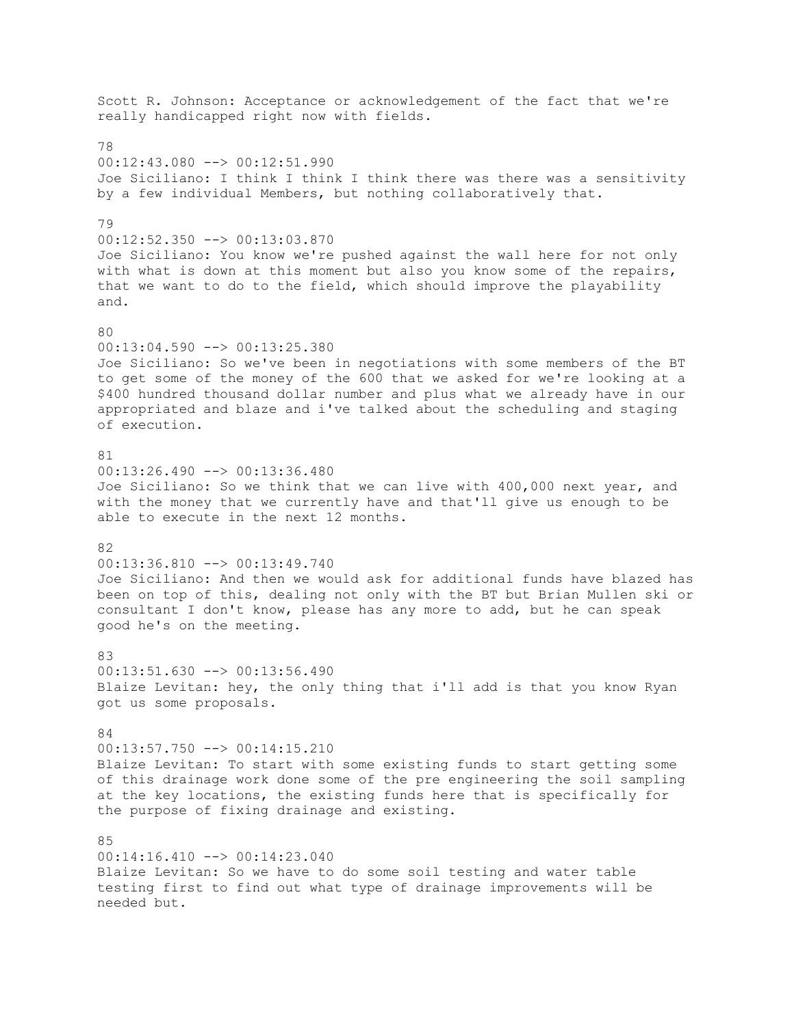Scott R. Johnson: Acceptance or acknowledgement of the fact that we're really handicapped right now with fields.

78
00:12:43.080 --> 00:12:51.990
Joe Siciliano: I think I think I think there was there was a sensitivity by a few individual Members, but nothing collaboratively that.

79
00:12:52.350 --> 00:13:03.870
Joe Siciliano: You know we're pushed against the wall here for not only with what is down at this moment but also you know some of the repairs, that we want to do to the field, which should improve the playability and.

80
00:13:04.590 --> 00:13:25.380
Joe Siciliano: So we've been in negotiations with some members of the BT to get some of the money of the 600 that we asked for we're looking at a $400 hundred thousand dollar number and plus what we already have in our appropriated and blaze and i've talked about the scheduling and staging of execution.

81
00:13:26.490 --> 00:13:36.480
Joe Siciliano: So we think that we can live with 400,000 next year, and with the money that we currently have and that'll give us enough to be able to execute in the next 12 months.

82
00:13:36.810 --> 00:13:49.740
Joe Siciliano: And then we would ask for additional funds have blazed has been on top of this, dealing not only with the BT but Brian Mullen ski or consultant I don't know, please has any more to add, but he can speak good he's on the meeting.

83
00:13:51.630 --> 00:13:56.490
Blaize Levitan: hey, the only thing that i'll add is that you know Ryan got us some proposals.

84
00:13:57.750 --> 00:14:15.210
Blaize Levitan: To start with some existing funds to start getting some of this drainage work done some of the pre engineering the soil sampling at the key locations, the existing funds here that is specifically for the purpose of fixing drainage and existing.

85
00:14:16.410 --> 00:14:23.040
Blaize Levitan: So we have to do some soil testing and water table testing first to find out what type of drainage improvements will be needed but.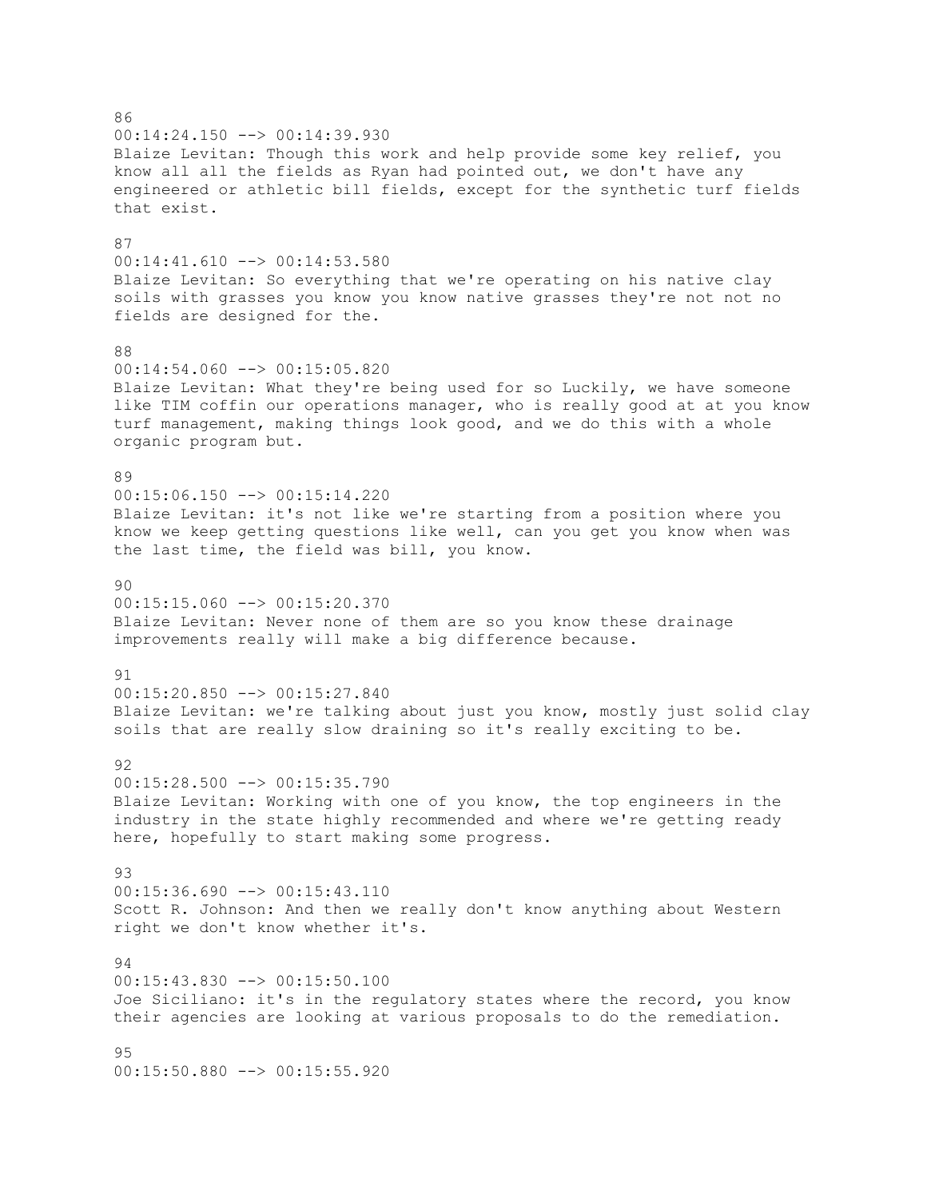86
00:14:24.150 --> 00:14:39.930
Blaize Levitan: Though this work and help provide some key relief, you know all all the fields as Ryan had pointed out, we don't have any engineered or athletic bill fields, except for the synthetic turf fields that exist.

87
00:14:41.610 --> 00:14:53.580
Blaize Levitan: So everything that we're operating on his native clay soils with grasses you know you know native grasses they're not not no fields are designed for the.

88
00:14:54.060 --> 00:15:05.820
Blaize Levitan: What they're being used for so Luckily, we have someone like TIM coffin our operations manager, who is really good at at you know turf management, making things look good, and we do this with a whole organic program but.

89
00:15:06.150 --> 00:15:14.220
Blaize Levitan: it's not like we're starting from a position where you know we keep getting questions like well, can you get you know when was the last time, the field was bill, you know.

90
00:15:15.060 --> 00:15:20.370
Blaize Levitan: Never none of them are so you know these drainage improvements really will make a big difference because.

91
00:15:20.850 --> 00:15:27.840
Blaize Levitan: we're talking about just you know, mostly just solid clay soils that are really slow draining so it's really exciting to be.

92
00:15:28.500 --> 00:15:35.790
Blaize Levitan: Working with one of you know, the top engineers in the industry in the state highly recommended and where we're getting ready here, hopefully to start making some progress.

93
00:15:36.690 --> 00:15:43.110
Scott R. Johnson: And then we really don't know anything about Western right we don't know whether it's.

94
00:15:43.830 --> 00:15:50.100
Joe Siciliano: it's in the regulatory states where the record, you know their agencies are looking at various proposals to do the remediation.

95
00:15:50.880 --> 00:15:55.920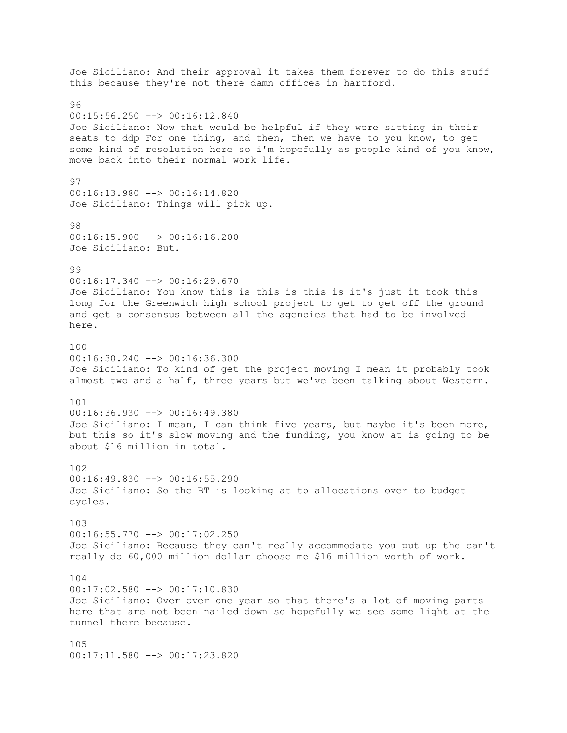Joe Siciliano: And their approval it takes them forever to do this stuff this because they're not there damn offices in hartford.

96
00:15:56.250 --> 00:16:12.840
Joe Siciliano: Now that would be helpful if they were sitting in their seats to ddp For one thing, and then, then we have to you know, to get some kind of resolution here so i'm hopefully as people kind of you know, move back into their normal work life.

97
00:16:13.980 --> 00:16:14.820
Joe Siciliano: Things will pick up.

98
00:16:15.900 --> 00:16:16.200
Joe Siciliano: But.

99
00:16:17.340 --> 00:16:29.670
Joe Siciliano: You know this is this is this is it's just it took this long for the Greenwich high school project to get to get off the ground and get a consensus between all the agencies that had to be involved here.

100
00:16:30.240 --> 00:16:36.300
Joe Siciliano: To kind of get the project moving I mean it probably took almost two and a half, three years but we've been talking about Western.

101
00:16:36.930 --> 00:16:49.380
Joe Siciliano: I mean, I can think five years, but maybe it's been more, but this so it's slow moving and the funding, you know at is going to be about $16 million in total.

102
00:16:49.830 --> 00:16:55.290
Joe Siciliano: So the BT is looking at to allocations over to budget cycles.

103
00:16:55.770 --> 00:17:02.250
Joe Siciliano: Because they can't really accommodate you put up the can't really do 60,000 million dollar choose me $16 million worth of work.

104
00:17:02.580 --> 00:17:10.830
Joe Siciliano: Over over one year so that there's a lot of moving parts here that are not been nailed down so hopefully we see some light at the tunnel there because.

105
00:17:11.580 --> 00:17:23.820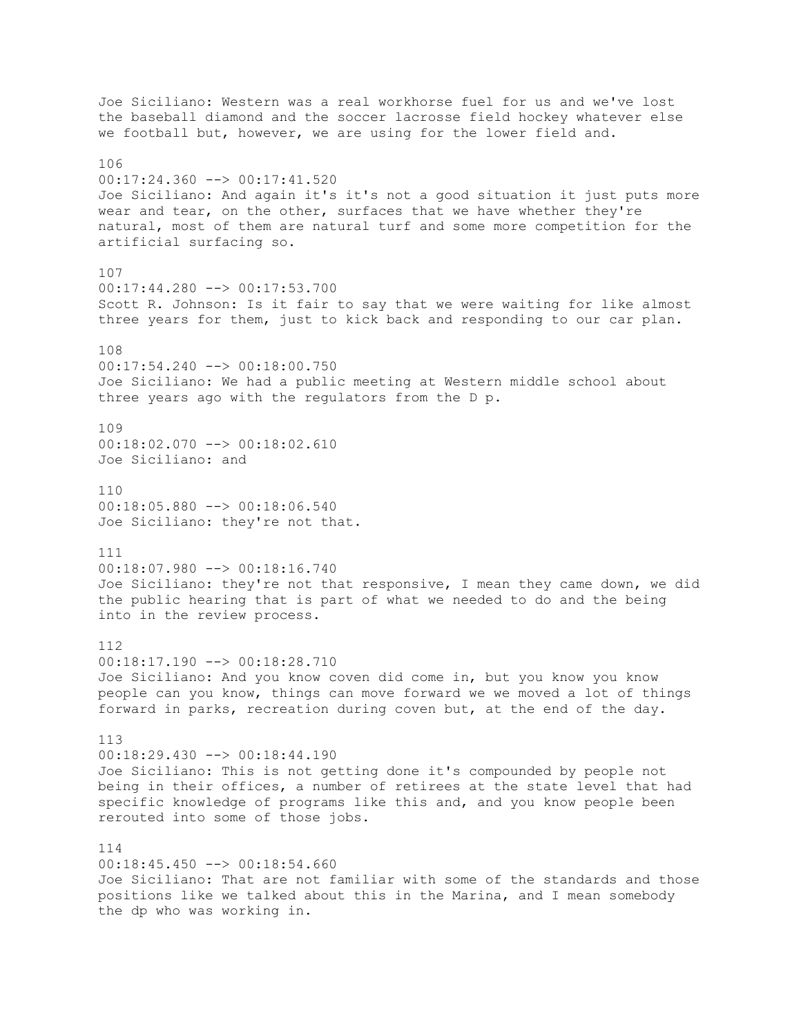Joe Siciliano: Western was a real workhorse fuel for us and we've lost the baseball diamond and the soccer lacrosse field hockey whatever else we football but, however, we are using for the lower field and.

106
00:17:24.360 --> 00:17:41.520
Joe Siciliano: And again it's it's not a good situation it just puts more wear and tear, on the other, surfaces that we have whether they're natural, most of them are natural turf and some more competition for the artificial surfacing so.

107
00:17:44.280 --> 00:17:53.700
Scott R. Johnson: Is it fair to say that we were waiting for like almost three years for them, just to kick back and responding to our car plan.

108
00:17:54.240 --> 00:18:00.750
Joe Siciliano: We had a public meeting at Western middle school about three years ago with the regulators from the D p.

109
00:18:02.070 --> 00:18:02.610
Joe Siciliano: and

110
00:18:05.880 --> 00:18:06.540
Joe Siciliano: they're not that.

111
00:18:07.980 --> 00:18:16.740
Joe Siciliano: they're not that responsive, I mean they came down, we did the public hearing that is part of what we needed to do and the being into in the review process.

112
00:18:17.190 --> 00:18:28.710
Joe Siciliano: And you know coven did come in, but you know you know people can you know, things can move forward we we moved a lot of things forward in parks, recreation during coven but, at the end of the day.

113
00:18:29.430 --> 00:18:44.190
Joe Siciliano: This is not getting done it's compounded by people not being in their offices, a number of retirees at the state level that had specific knowledge of programs like this and, and you know people been rerouted into some of those jobs.

114
00:18:45.450 --> 00:18:54.660
Joe Siciliano: That are not familiar with some of the standards and those positions like we talked about this in the Marina, and I mean somebody the dp who was working in.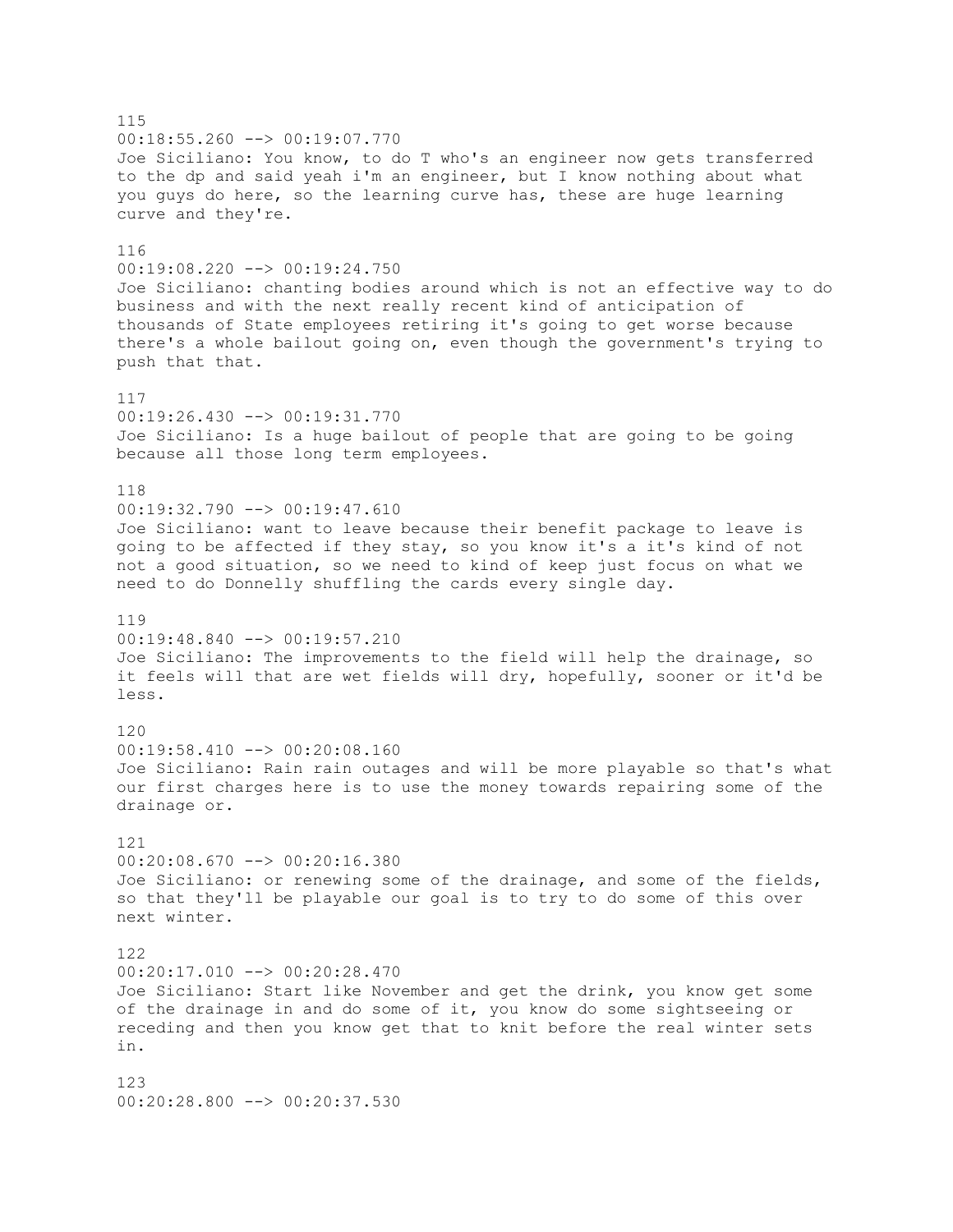115
00:18:55.260 --> 00:19:07.770
Joe Siciliano: You know, to do T who's an engineer now gets transferred to the dp and said yeah i'm an engineer, but I know nothing about what you guys do here, so the learning curve has, these are huge learning curve and they're.

116
00:19:08.220 --> 00:19:24.750
Joe Siciliano: chanting bodies around which is not an effective way to do business and with the next really recent kind of anticipation of thousands of State employees retiring it's going to get worse because there's a whole bailout going on, even though the government's trying to push that that.

117
00:19:26.430 --> 00:19:31.770
Joe Siciliano: Is a huge bailout of people that are going to be going because all those long term employees.

118
00:19:32.790 --> 00:19:47.610
Joe Siciliano: want to leave because their benefit package to leave is going to be affected if they stay, so you know it's a it's kind of not not a good situation, so we need to kind of keep just focus on what we need to do Donnelly shuffling the cards every single day.

119
00:19:48.840 --> 00:19:57.210
Joe Siciliano: The improvements to the field will help the drainage, so it feels will that are wet fields will dry, hopefully, sooner or it'd be less.

120
00:19:58.410 --> 00:20:08.160
Joe Siciliano: Rain rain outages and will be more playable so that's what our first charges here is to use the money towards repairing some of the drainage or.

121
00:20:08.670 --> 00:20:16.380
Joe Siciliano: or renewing some of the drainage, and some of the fields, so that they'll be playable our goal is to try to do some of this over next winter.

122
00:20:17.010 --> 00:20:28.470
Joe Siciliano: Start like November and get the drink, you know get some of the drainage in and do some of it, you know do some sightseeing or receding and then you know get that to knit before the real winter sets in.

123
00:20:28.800 --> 00:20:37.530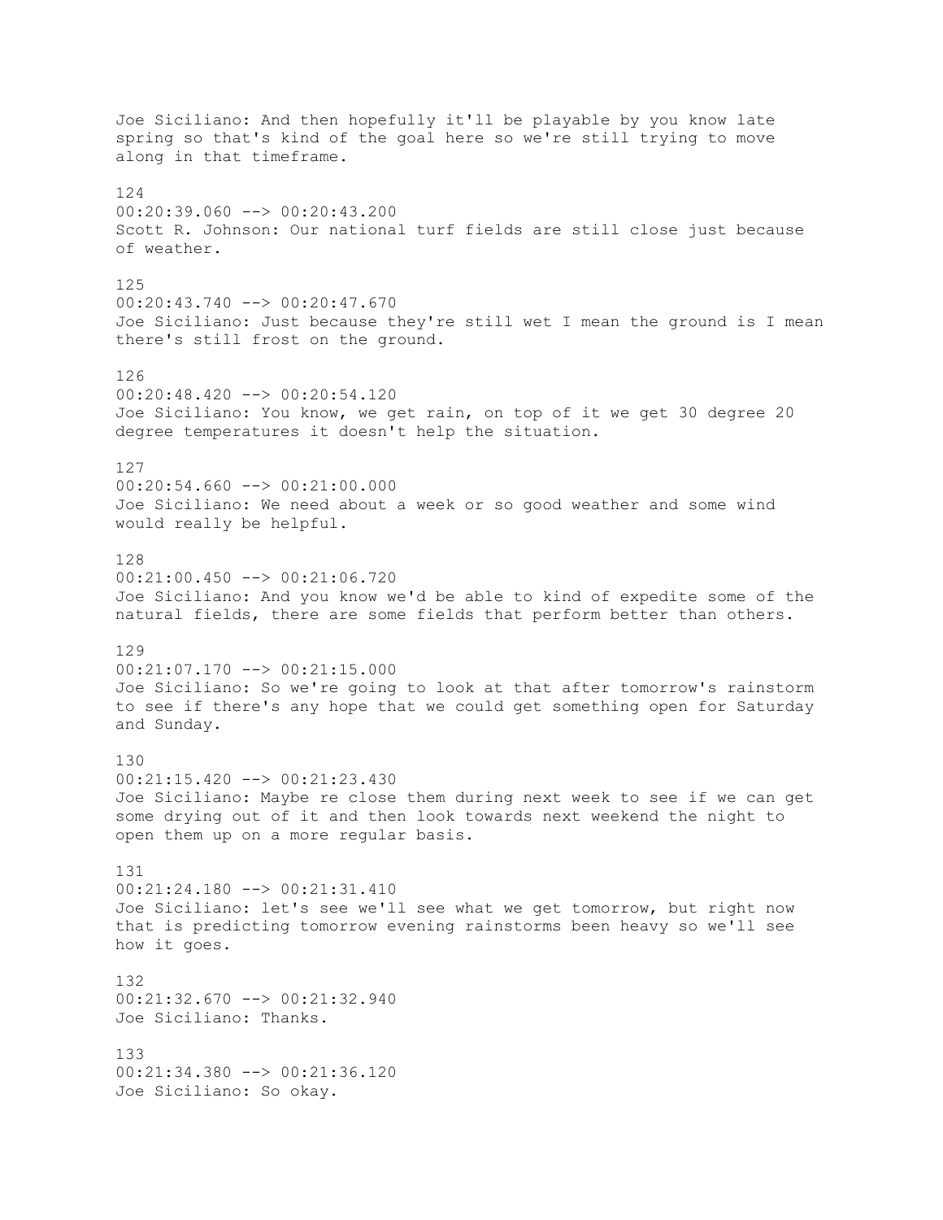Joe Siciliano: And then hopefully it'll be playable by you know late spring so that's kind of the goal here so we're still trying to move along in that timeframe.

124
00:20:39.060 --> 00:20:43.200
Scott R. Johnson: Our national turf fields are still close just because of weather.

125
00:20:43.740 --> 00:20:47.670
Joe Siciliano: Just because they're still wet I mean the ground is I mean there's still frost on the ground.

126
00:20:48.420 --> 00:20:54.120
Joe Siciliano: You know, we get rain, on top of it we get 30 degree 20 degree temperatures it doesn't help the situation.

127
00:20:54.660 --> 00:21:00.000
Joe Siciliano: We need about a week or so good weather and some wind would really be helpful.

128
00:21:00.450 --> 00:21:06.720
Joe Siciliano: And you know we'd be able to kind of expedite some of the natural fields, there are some fields that perform better than others.

129
00:21:07.170 --> 00:21:15.000
Joe Siciliano: So we're going to look at that after tomorrow's rainstorm to see if there's any hope that we could get something open for Saturday and Sunday.

130
00:21:15.420 --> 00:21:23.430
Joe Siciliano: Maybe re close them during next week to see if we can get some drying out of it and then look towards next weekend the night to open them up on a more regular basis.

131
00:21:24.180 --> 00:21:31.410
Joe Siciliano: let's see we'll see what we get tomorrow, but right now that is predicting tomorrow evening rainstorms been heavy so we'll see how it goes.

132
00:21:32.670 --> 00:21:32.940
Joe Siciliano: Thanks.

133
00:21:34.380 --> 00:21:36.120
Joe Siciliano: So okay.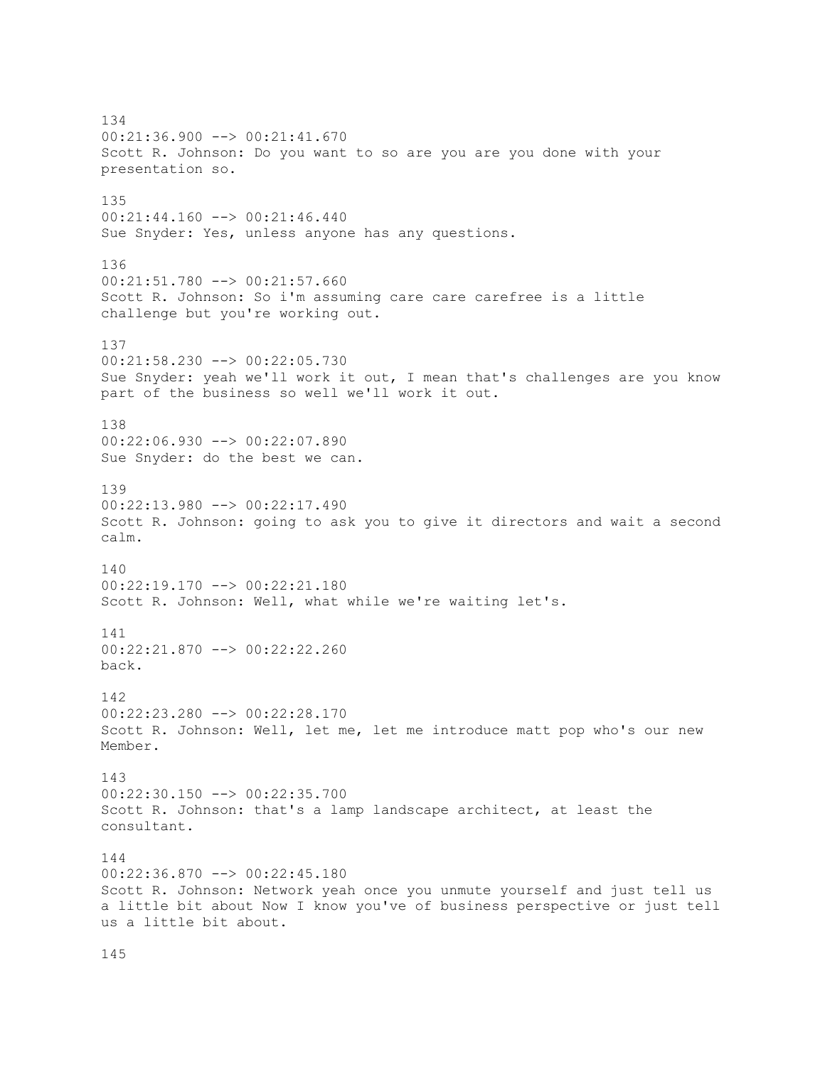134
00:21:36.900 --> 00:21:41.670
Scott R. Johnson: Do you want to so are you are you done with your presentation so.

135
00:21:44.160 --> 00:21:46.440
Sue Snyder: Yes, unless anyone has any questions.

136
00:21:51.780 --> 00:21:57.660
Scott R. Johnson: So i'm assuming care care carefree is a little challenge but you're working out.

137
00:21:58.230 --> 00:22:05.730
Sue Snyder: yeah we'll work it out, I mean that's challenges are you know part of the business so well we'll work it out.

138
00:22:06.930 --> 00:22:07.890
Sue Snyder: do the best we can.

139
00:22:13.980 --> 00:22:17.490
Scott R. Johnson: going to ask you to give it directors and wait a second calm.

140
00:22:19.170 --> 00:22:21.180
Scott R. Johnson: Well, what while we're waiting let's.

141
00:22:21.870 --> 00:22:22.260
back.

142
00:22:23.280 --> 00:22:28.170
Scott R. Johnson: Well, let me, let me introduce matt pop who's our new Member.

143
00:22:30.150 --> 00:22:35.700
Scott R. Johnson: that's a lamp landscape architect, at least the consultant.

144
00:22:36.870 --> 00:22:45.180
Scott R. Johnson: Network yeah once you unmute yourself and just tell us a little bit about Now I know you've of business perspective or just tell us a little bit about.

145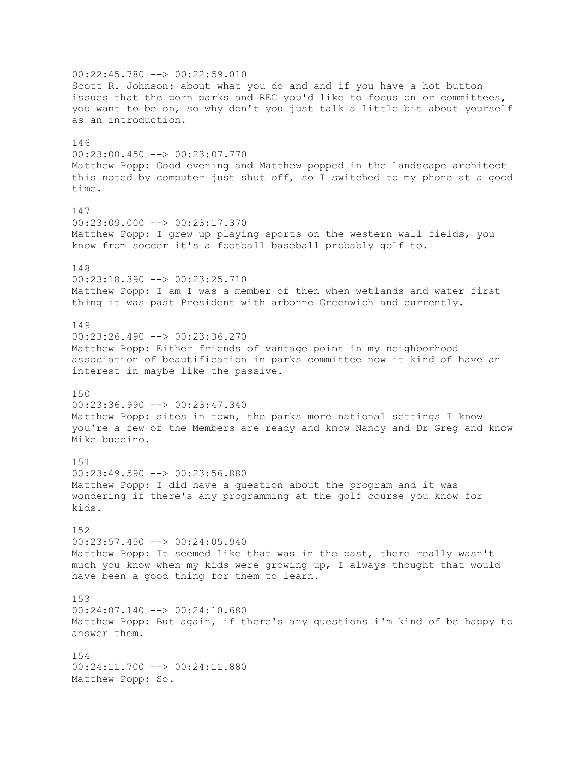00:22:45.780 --> 00:22:59.010
Scott R. Johnson: about what you do and and if you have a hot button issues that the porn parks and REC you'd like to focus on or committees, you want to be on, so why don't you just talk a little bit about yourself as an introduction.

146
00:23:00.450 --> 00:23:07.770
Matthew Popp: Good evening and Matthew popped in the landscape architect this noted by computer just shut off, so I switched to my phone at a good time.

147
00:23:09.000 --> 00:23:17.370
Matthew Popp: I grew up playing sports on the western wall fields, you know from soccer it's a football baseball probably golf to.

148
00:23:18.390 --> 00:23:25.710
Matthew Popp: I am I was a member of then when wetlands and water first thing it was past President with arbonne Greenwich and currently.

149
00:23:26.490 --> 00:23:36.270
Matthew Popp: Either friends of vantage point in my neighborhood association of beautification in parks committee now it kind of have an interest in maybe like the passive.

150
00:23:36.990 --> 00:23:47.340
Matthew Popp: sites in town, the parks more national settings I know you're a few of the Members are ready and know Nancy and Dr Greg and know Mike buccino.

151
00:23:49.590 --> 00:23:56.880
Matthew Popp: I did have a question about the program and it was wondering if there's any programming at the golf course you know for kids.

152
00:23:57.450 --> 00:24:05.940
Matthew Popp: It seemed like that was in the past, there really wasn't much you know when my kids were growing up, I always thought that would have been a good thing for them to learn.

153
00:24:07.140 --> 00:24:10.680
Matthew Popp: But again, if there's any questions i'm kind of be happy to answer them.

154
00:24:11.700 --> 00:24:11.880
Matthew Popp: So.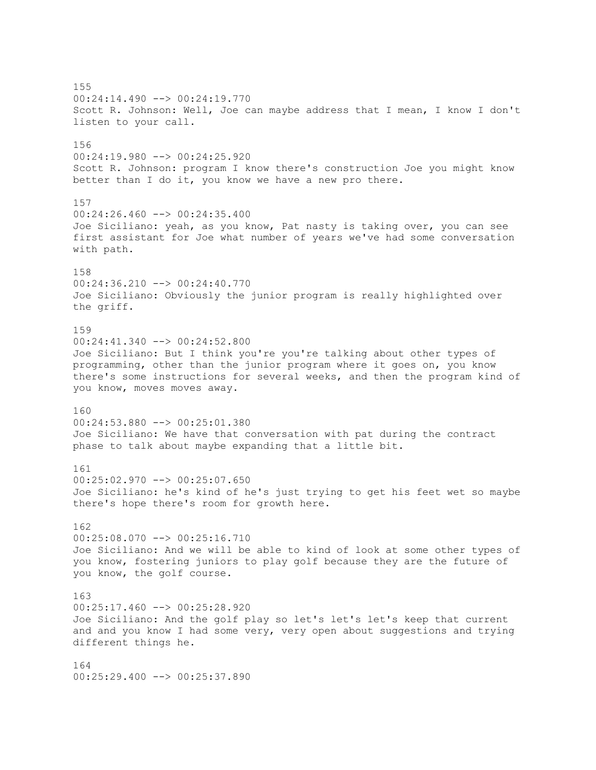155
00:24:14.490 --> 00:24:19.770
Scott R. Johnson: Well, Joe can maybe address that I mean, I know I don't listen to your call.

156
00:24:19.980 --> 00:24:25.920
Scott R. Johnson: program I know there's construction Joe you might know better than I do it, you know we have a new pro there.

157
00:24:26.460 --> 00:24:35.400
Joe Siciliano: yeah, as you know, Pat nasty is taking over, you can see first assistant for Joe what number of years we've had some conversation with path.

158
00:24:36.210 --> 00:24:40.770
Joe Siciliano: Obviously the junior program is really highlighted over the griff.

159
00:24:41.340 --> 00:24:52.800
Joe Siciliano: But I think you're you're talking about other types of programming, other than the junior program where it goes on, you know there's some instructions for several weeks, and then the program kind of you know, moves moves away.

160
00:24:53.880 --> 00:25:01.380
Joe Siciliano: We have that conversation with pat during the contract phase to talk about maybe expanding that a little bit.

161
00:25:02.970 --> 00:25:07.650
Joe Siciliano: he's kind of he's just trying to get his feet wet so maybe there's hope there's room for growth here.

162
00:25:08.070 --> 00:25:16.710
Joe Siciliano: And we will be able to kind of look at some other types of you know, fostering juniors to play golf because they are the future of you know, the golf course.

163
00:25:17.460 --> 00:25:28.920
Joe Siciliano: And the golf play so let's let's let's keep that current and and you know I had some very, very open about suggestions and trying different things he.

164
00:25:29.400 --> 00:25:37.890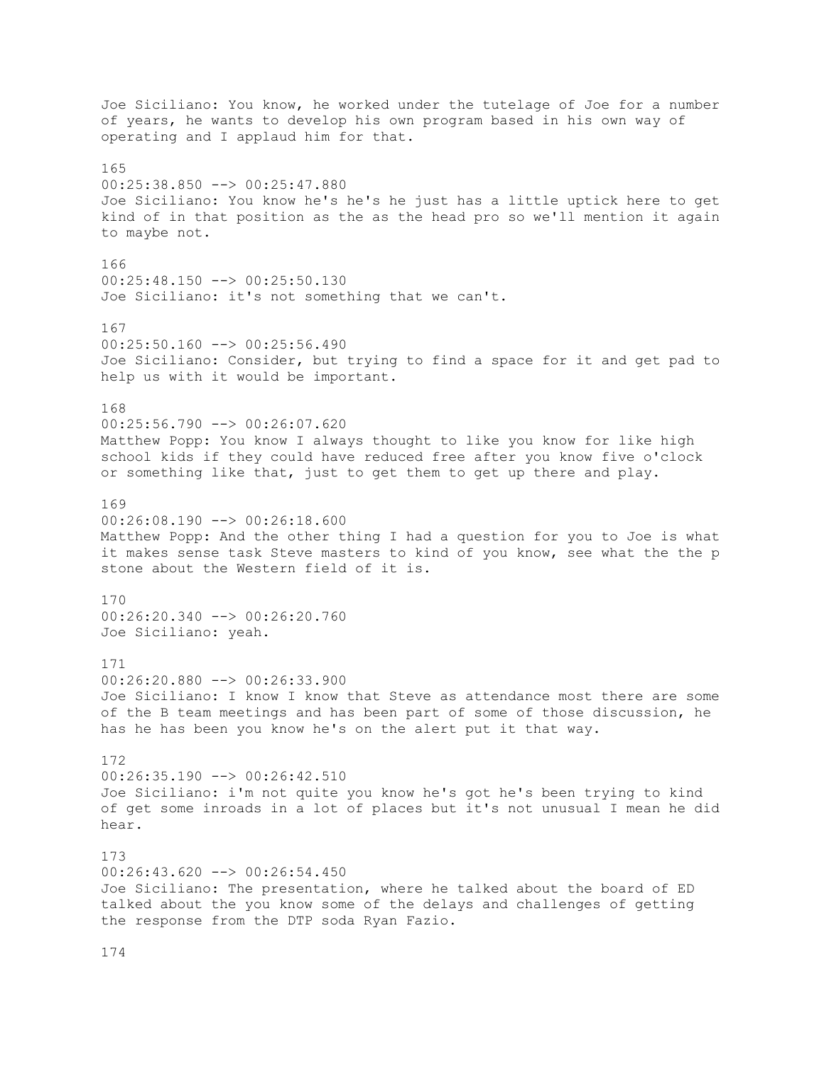Joe Siciliano: You know, he worked under the tutelage of Joe for a number of years, he wants to develop his own program based in his own way of operating and I applaud him for that.

165
00:25:38.850 --> 00:25:47.880
Joe Siciliano: You know he's he's he just has a little uptick here to get kind of in that position as the as the head pro so we'll mention it again to maybe not.

166
00:25:48.150 --> 00:25:50.130
Joe Siciliano: it's not something that we can't.

167
00:25:50.160 --> 00:25:56.490
Joe Siciliano: Consider, but trying to find a space for it and get pad to help us with it would be important.

168
00:25:56.790 --> 00:26:07.620
Matthew Popp: You know I always thought to like you know for like high school kids if they could have reduced free after you know five o'clock or something like that, just to get them to get up there and play.

169
00:26:08.190 --> 00:26:18.600
Matthew Popp: And the other thing I had a question for you to Joe is what it makes sense task Steve masters to kind of you know, see what the the p stone about the Western field of it is.

170
00:26:20.340 --> 00:26:20.760
Joe Siciliano: yeah.

171
00:26:20.880 --> 00:26:33.900
Joe Siciliano: I know I know that Steve as attendance most there are some of the B team meetings and has been part of some of those discussion, he has he has been you know he's on the alert put it that way.

172
00:26:35.190 --> 00:26:42.510
Joe Siciliano: i'm not quite you know he's got he's been trying to kind of get some inroads in a lot of places but it's not unusual I mean he did hear.

173
00:26:43.620 --> 00:26:54.450
Joe Siciliano: The presentation, where he talked about the board of ED talked about the you know some of the delays and challenges of getting the response from the DTP soda Ryan Fazio.

174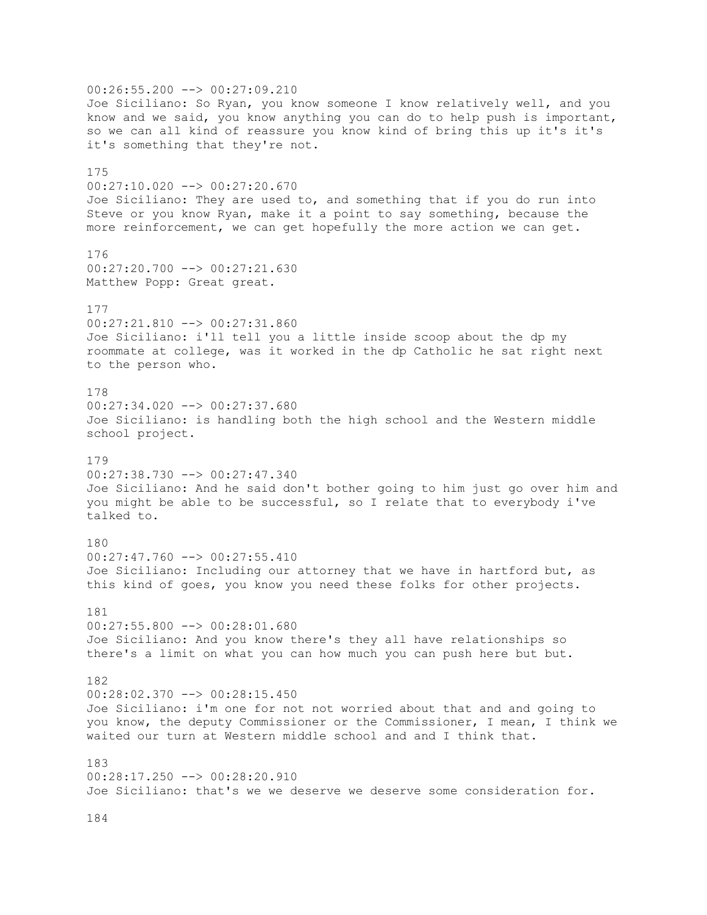00:26:55.200 --> 00:27:09.210
Joe Siciliano: So Ryan, you know someone I know relatively well, and you know and we said, you know anything you can do to help push is important, so we can all kind of reassure you know kind of bring this up it's it's it's something that they're not.

175
00:27:10.020 --> 00:27:20.670
Joe Siciliano: They are used to, and something that if you do run into Steve or you know Ryan, make it a point to say something, because the more reinforcement, we can get hopefully the more action we can get.

176
00:27:20.700 --> 00:27:21.630
Matthew Popp: Great great.

177
00:27:21.810 --> 00:27:31.860
Joe Siciliano: i'll tell you a little inside scoop about the dp my roommate at college, was it worked in the dp Catholic he sat right next to the person who.

178
00:27:34.020 --> 00:27:37.680
Joe Siciliano: is handling both the high school and the Western middle school project.

179
00:27:38.730 --> 00:27:47.340
Joe Siciliano: And he said don't bother going to him just go over him and you might be able to be successful, so I relate that to everybody i've talked to.

180
00:27:47.760 --> 00:27:55.410
Joe Siciliano: Including our attorney that we have in hartford but, as this kind of goes, you know you need these folks for other projects.

181
00:27:55.800 --> 00:28:01.680
Joe Siciliano: And you know there's they all have relationships so there's a limit on what you can how much you can push here but but.

182
00:28:02.370 --> 00:28:15.450
Joe Siciliano: i'm one for not not worried about that and and going to you know, the deputy Commissioner or the Commissioner, I mean, I think we waited our turn at Western middle school and and I think that.

183
00:28:17.250 --> 00:28:20.910
Joe Siciliano: that's we we deserve we deserve some consideration for.

184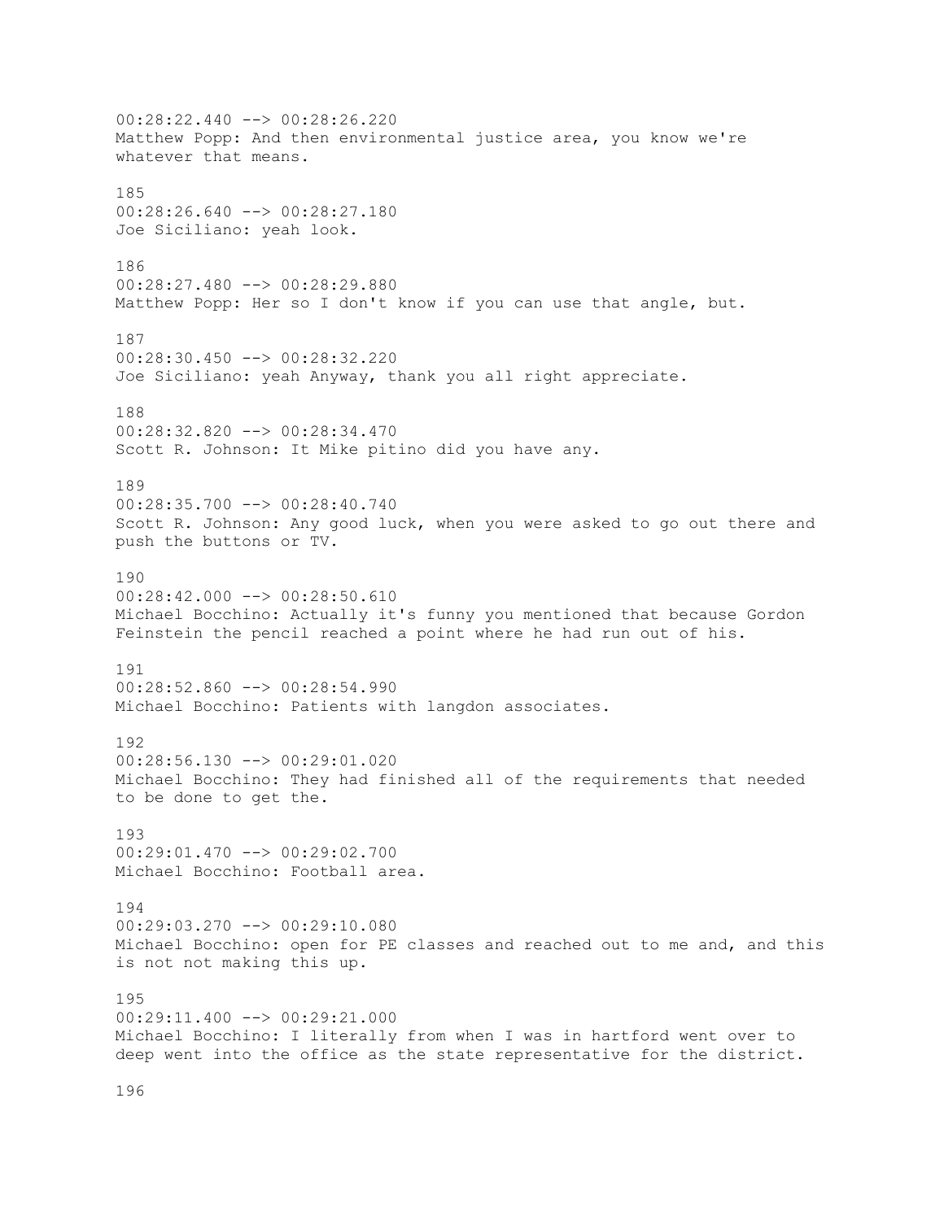00:28:22.440 --> 00:28:26.220
Matthew Popp: And then environmental justice area, you know we're whatever that means.

185
00:28:26.640 --> 00:28:27.180
Joe Siciliano: yeah look.

186
00:28:27.480 --> 00:28:29.880
Matthew Popp: Her so I don't know if you can use that angle, but.

187
00:28:30.450 --> 00:28:32.220
Joe Siciliano: yeah Anyway, thank you all right appreciate.

188
00:28:32.820 --> 00:28:34.470
Scott R. Johnson: It Mike pitino did you have any.

189
00:28:35.700 --> 00:28:40.740
Scott R. Johnson: Any good luck, when you were asked to go out there and push the buttons or TV.

190
00:28:42.000 --> 00:28:50.610
Michael Bocchino: Actually it's funny you mentioned that because Gordon Feinstein the pencil reached a point where he had run out of his.

191
00:28:52.860 --> 00:28:54.990
Michael Bocchino: Patients with langdon associates.

192
00:28:56.130 --> 00:29:01.020
Michael Bocchino: They had finished all of the requirements that needed to be done to get the.

193
00:29:01.470 --> 00:29:02.700
Michael Bocchino: Football area.

194
00:29:03.270 --> 00:29:10.080
Michael Bocchino: open for PE classes and reached out to me and, and this is not not making this up.

195
00:29:11.400 --> 00:29:21.000
Michael Bocchino: I literally from when I was in hartford went over to deep went into the office as the state representative for the district.

196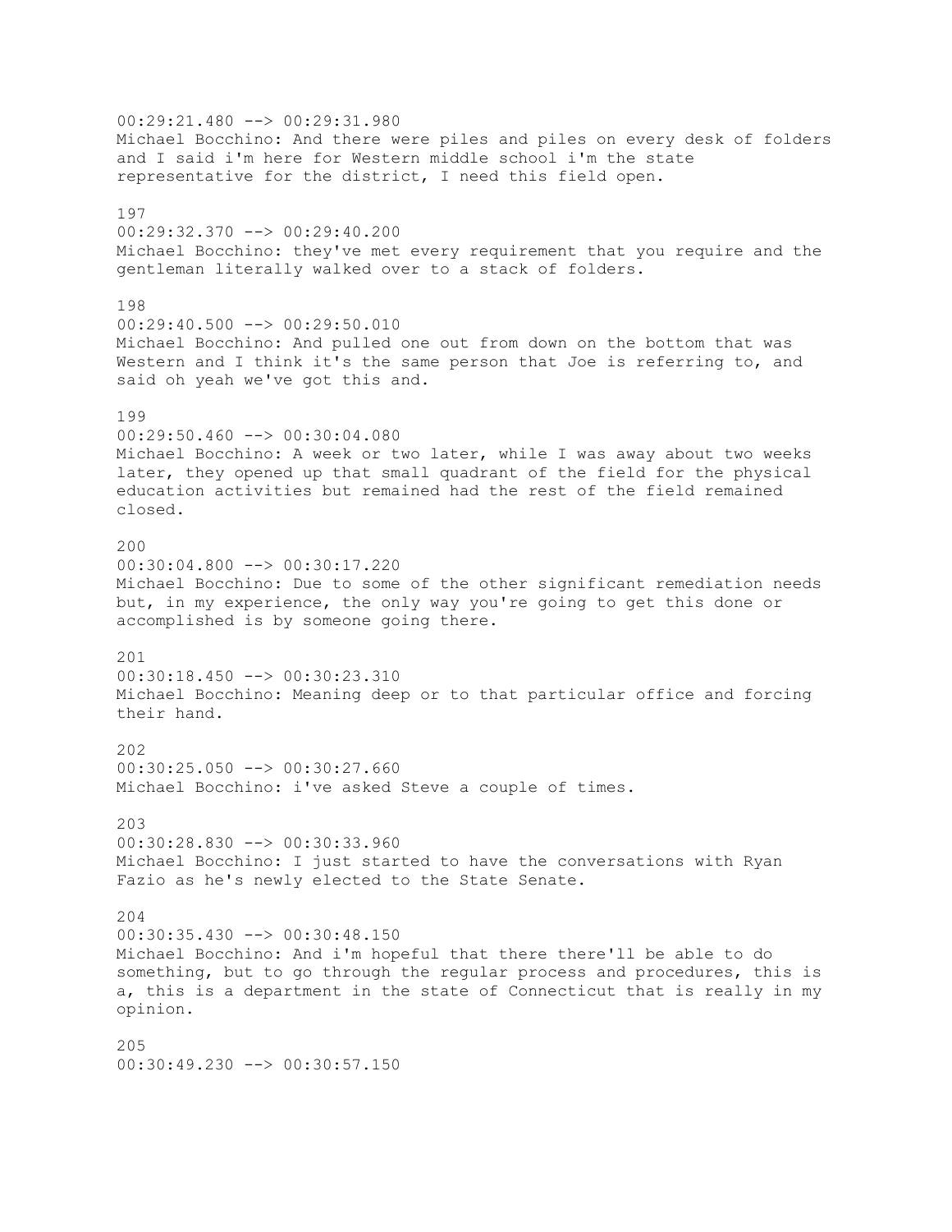00:29:21.480 --> 00:29:31.980
Michael Bocchino: And there were piles and piles on every desk of folders and I said i'm here for Western middle school i'm the state representative for the district, I need this field open.

197
00:29:32.370 --> 00:29:40.200
Michael Bocchino: they've met every requirement that you require and the gentleman literally walked over to a stack of folders.

198
00:29:40.500 --> 00:29:50.010
Michael Bocchino: And pulled one out from down on the bottom that was Western and I think it's the same person that Joe is referring to, and said oh yeah we've got this and.

199
00:29:50.460 --> 00:30:04.080
Michael Bocchino: A week or two later, while I was away about two weeks later, they opened up that small quadrant of the field for the physical education activities but remained had the rest of the field remained closed.

200
00:30:04.800 --> 00:30:17.220
Michael Bocchino: Due to some of the other significant remediation needs but, in my experience, the only way you're going to get this done or accomplished is by someone going there.

201
00:30:18.450 --> 00:30:23.310
Michael Bocchino: Meaning deep or to that particular office and forcing their hand.

202
00:30:25.050 --> 00:30:27.660
Michael Bocchino: i've asked Steve a couple of times.

203
00:30:28.830 --> 00:30:33.960
Michael Bocchino: I just started to have the conversations with Ryan Fazio as he's newly elected to the State Senate.

204
00:30:35.430 --> 00:30:48.150
Michael Bocchino: And i'm hopeful that there there'll be able to do something, but to go through the regular process and procedures, this is a, this is a department in the state of Connecticut that is really in my opinion.

205
00:30:49.230 --> 00:30:57.150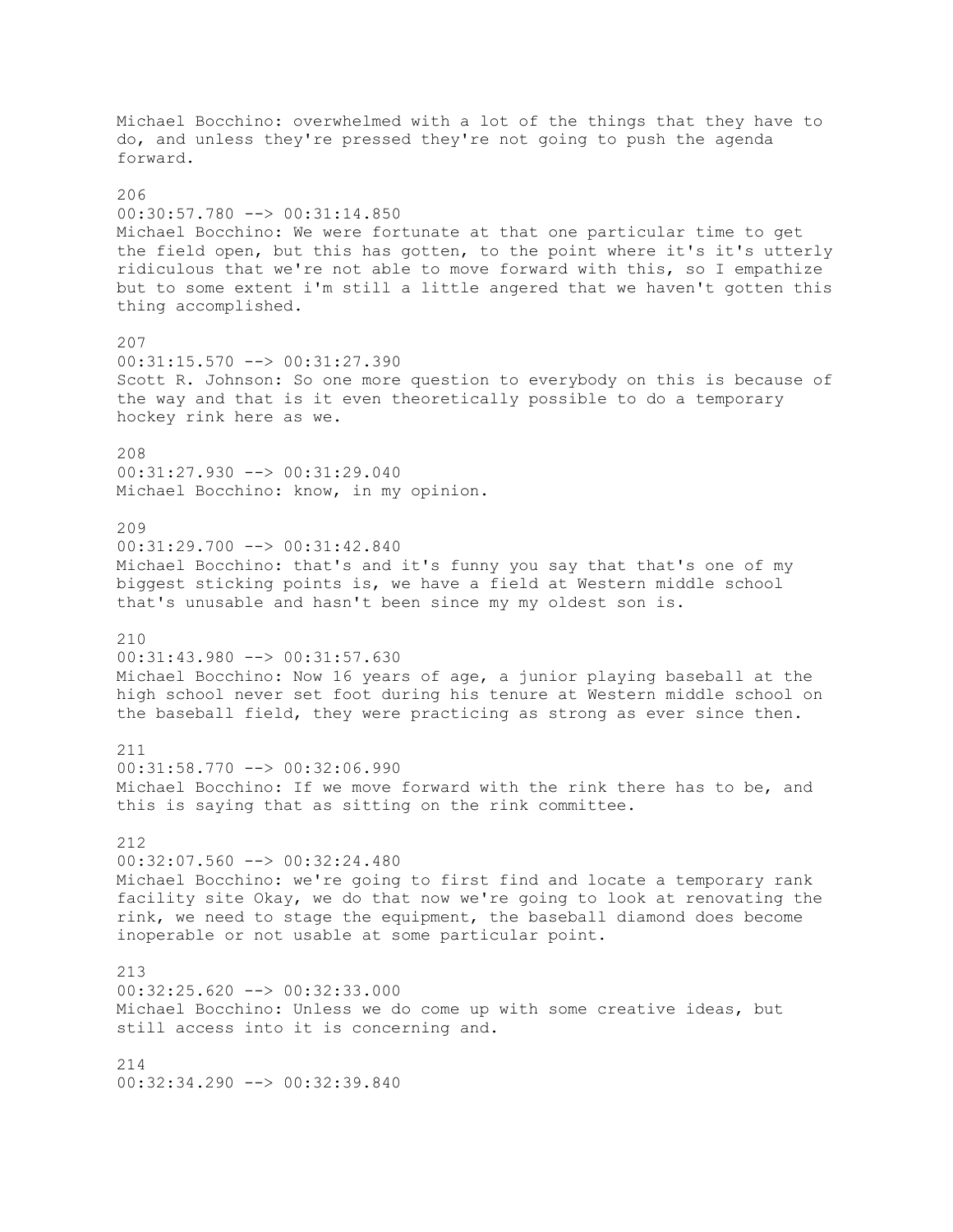Michael Bocchino: overwhelmed with a lot of the things that they have to do, and unless they're pressed they're not going to push the agenda forward.

206
00:30:57.780 --> 00:31:14.850
Michael Bocchino: We were fortunate at that one particular time to get the field open, but this has gotten, to the point where it's it's utterly ridiculous that we're not able to move forward with this, so I empathize but to some extent i'm still a little angered that we haven't gotten this thing accomplished.

207
00:31:15.570 --> 00:31:27.390
Scott R. Johnson: So one more question to everybody on this is because of the way and that is it even theoretically possible to do a temporary hockey rink here as we.

208
00:31:27.930 --> 00:31:29.040
Michael Bocchino: know, in my opinion.

209
00:31:29.700 --> 00:31:42.840
Michael Bocchino: that's and it's funny you say that that's one of my biggest sticking points is, we have a field at Western middle school that's unusable and hasn't been since my my oldest son is.

210
00:31:43.980 --> 00:31:57.630
Michael Bocchino: Now 16 years of age, a junior playing baseball at the high school never set foot during his tenure at Western middle school on the baseball field, they were practicing as strong as ever since then.

211
00:31:58.770 --> 00:32:06.990
Michael Bocchino: If we move forward with the rink there has to be, and this is saying that as sitting on the rink committee.

212
00:32:07.560 --> 00:32:24.480
Michael Bocchino: we're going to first find and locate a temporary rank facility site Okay, we do that now we're going to look at renovating the rink, we need to stage the equipment, the baseball diamond does become inoperable or not usable at some particular point.

213
00:32:25.620 --> 00:32:33.000
Michael Bocchino: Unless we do come up with some creative ideas, but still access into it is concerning and.

214
00:32:34.290 --> 00:32:39.840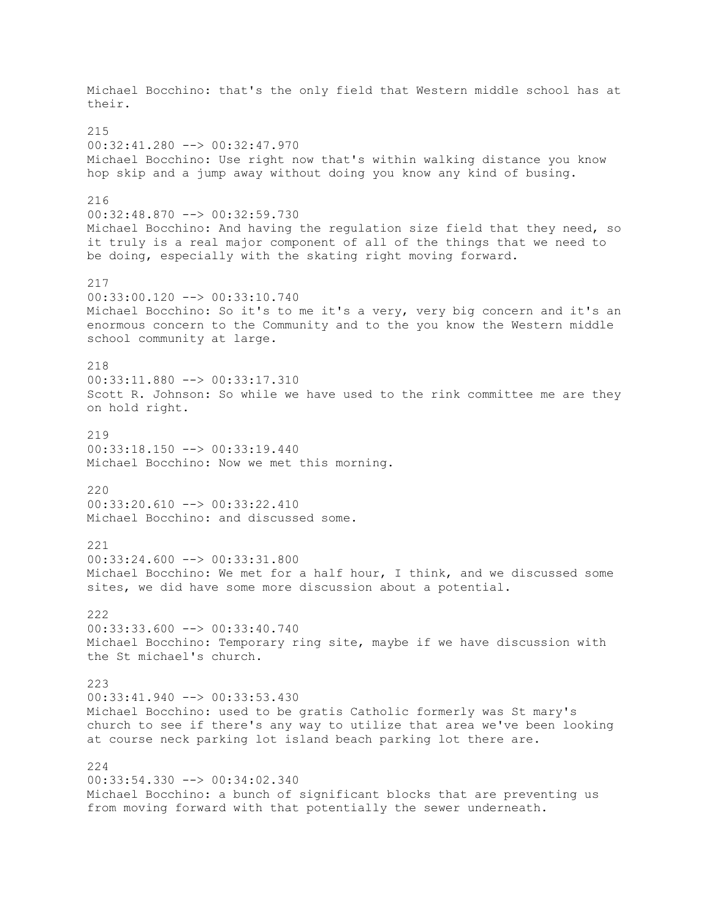Michael Bocchino: that's the only field that Western middle school has at their.

215
00:32:41.280 --> 00:32:47.970
Michael Bocchino: Use right now that's within walking distance you know hop skip and a jump away without doing you know any kind of busing.

216
00:32:48.870 --> 00:32:59.730
Michael Bocchino: And having the regulation size field that they need, so it truly is a real major component of all of the things that we need to be doing, especially with the skating right moving forward.

217
00:33:00.120 --> 00:33:10.740
Michael Bocchino: So it's to me it's a very, very big concern and it's an enormous concern to the Community and to the you know the Western middle school community at large.

218
00:33:11.880 --> 00:33:17.310
Scott R. Johnson: So while we have used to the rink committee me are they on hold right.

219
00:33:18.150 --> 00:33:19.440
Michael Bocchino: Now we met this morning.

220
00:33:20.610 --> 00:33:22.410
Michael Bocchino: and discussed some.

221
00:33:24.600 --> 00:33:31.800
Michael Bocchino: We met for a half hour, I think, and we discussed some sites, we did have some more discussion about a potential.

222
00:33:33.600 --> 00:33:40.740
Michael Bocchino: Temporary ring site, maybe if we have discussion with the St michael's church.

223
00:33:41.940 --> 00:33:53.430
Michael Bocchino: used to be gratis Catholic formerly was St mary's church to see if there's any way to utilize that area we've been looking at course neck parking lot island beach parking lot there are.

224
00:33:54.330 --> 00:34:02.340
Michael Bocchino: a bunch of significant blocks that are preventing us from moving forward with that potentially the sewer underneath.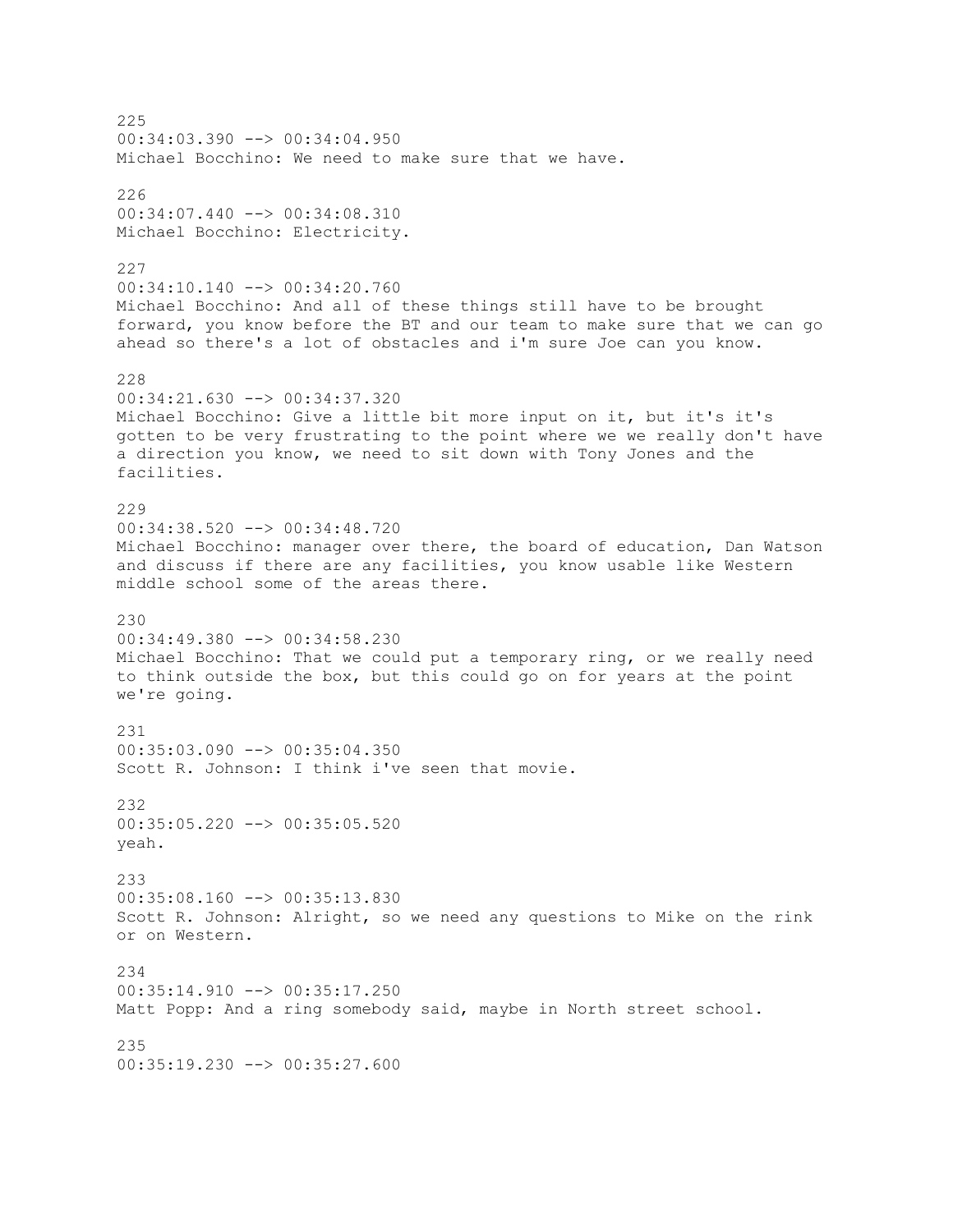225
00:34:03.390 --> 00:34:04.950
Michael Bocchino: We need to make sure that we have.

226
00:34:07.440 --> 00:34:08.310
Michael Bocchino: Electricity.

227
00:34:10.140 --> 00:34:20.760
Michael Bocchino: And all of these things still have to be brought forward, you know before the BT and our team to make sure that we can go ahead so there's a lot of obstacles and i'm sure Joe can you know.

228
00:34:21.630 --> 00:34:37.320
Michael Bocchino: Give a little bit more input on it, but it's it's gotten to be very frustrating to the point where we we really don't have a direction you know, we need to sit down with Tony Jones and the facilities.

229
00:34:38.520 --> 00:34:48.720
Michael Bocchino: manager over there, the board of education, Dan Watson and discuss if there are any facilities, you know usable like Western middle school some of the areas there.

230
00:34:49.380 --> 00:34:58.230
Michael Bocchino: That we could put a temporary ring, or we really need to think outside the box, but this could go on for years at the point we're going.

231
00:35:03.090 --> 00:35:04.350
Scott R. Johnson: I think i've seen that movie.

232
00:35:05.220 --> 00:35:05.520
yeah.

233
00:35:08.160 --> 00:35:13.830
Scott R. Johnson: Alright, so we need any questions to Mike on the rink or on Western.

234
00:35:14.910 --> 00:35:17.250
Matt Popp: And a ring somebody said, maybe in North street school.

235
00:35:19.230 --> 00:35:27.600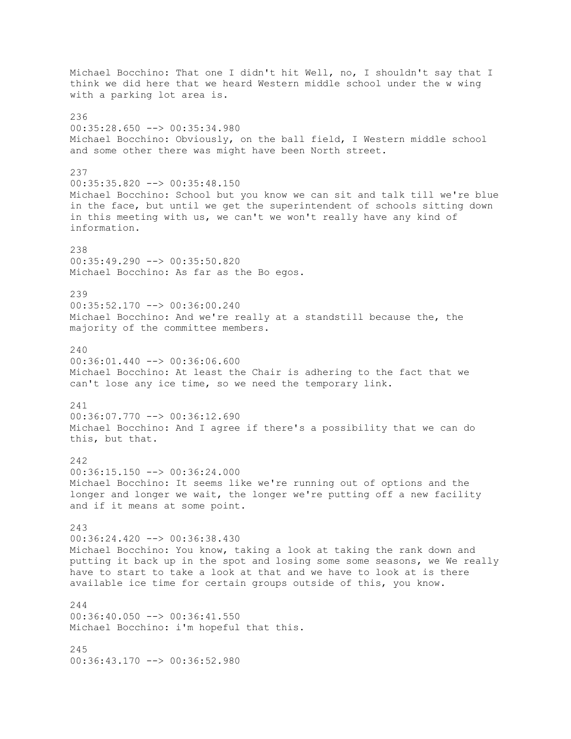Michael Bocchino: That one I didn't hit Well, no, I shouldn't say that I think we did here that we heard Western middle school under the w wing with a parking lot area is.

236
00:35:28.650 --> 00:35:34.980
Michael Bocchino: Obviously, on the ball field, I Western middle school and some other there was might have been North street.

237
00:35:35.820 --> 00:35:48.150
Michael Bocchino: School but you know we can sit and talk till we're blue in the face, but until we get the superintendent of schools sitting down in this meeting with us, we can't we won't really have any kind of information.

238
00:35:49.290 --> 00:35:50.820
Michael Bocchino: As far as the Bo egos.

239
00:35:52.170 --> 00:36:00.240
Michael Bocchino: And we're really at a standstill because the, the majority of the committee members.

240
00:36:01.440 --> 00:36:06.600
Michael Bocchino: At least the Chair is adhering to the fact that we can't lose any ice time, so we need the temporary link.

241
00:36:07.770 --> 00:36:12.690
Michael Bocchino: And I agree if there's a possibility that we can do this, but that.

242
00:36:15.150 --> 00:36:24.000
Michael Bocchino: It seems like we're running out of options and the longer and longer we wait, the longer we're putting off a new facility and if it means at some point.

243
00:36:24.420 --> 00:36:38.430
Michael Bocchino: You know, taking a look at taking the rank down and putting it back up in the spot and losing some some seasons, we We really have to start to take a look at that and we have to look at is there available ice time for certain groups outside of this, you know.

244
00:36:40.050 --> 00:36:41.550
Michael Bocchino: i'm hopeful that this.

245
00:36:43.170 --> 00:36:52.980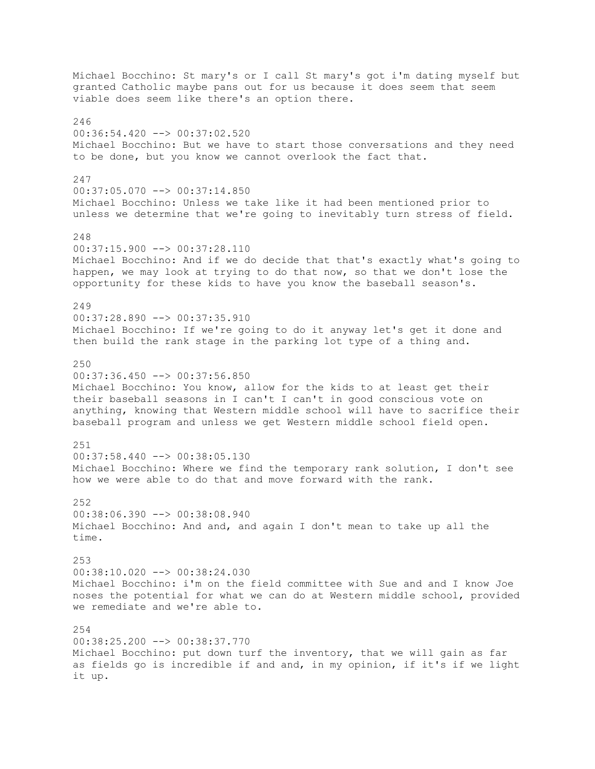Michael Bocchino: St mary's or I call St mary's got i'm dating myself but granted Catholic maybe pans out for us because it does seem that seem viable does seem like there's an option there.

246
00:36:54.420 --> 00:37:02.520
Michael Bocchino: But we have to start those conversations and they need to be done, but you know we cannot overlook the fact that.

247
00:37:05.070 --> 00:37:14.850
Michael Bocchino: Unless we take like it had been mentioned prior to unless we determine that we're going to inevitably turn stress of field.

248
00:37:15.900 --> 00:37:28.110
Michael Bocchino: And if we do decide that that's exactly what's going to happen, we may look at trying to do that now, so that we don't lose the opportunity for these kids to have you know the baseball season's.

249
00:37:28.890 --> 00:37:35.910
Michael Bocchino: If we're going to do it anyway let's get it done and then build the rank stage in the parking lot type of a thing and.

250
00:37:36.450 --> 00:37:56.850
Michael Bocchino: You know, allow for the kids to at least get their their baseball seasons in I can't I can't in good conscious vote on anything, knowing that Western middle school will have to sacrifice their baseball program and unless we get Western middle school field open.

251
00:37:58.440 --> 00:38:05.130
Michael Bocchino: Where we find the temporary rank solution, I don't see how we were able to do that and move forward with the rank.

252
00:38:06.390 --> 00:38:08.940
Michael Bocchino: And and, and again I don't mean to take up all the time.

253
00:38:10.020 --> 00:38:24.030
Michael Bocchino: i'm on the field committee with Sue and and I know Joe noses the potential for what we can do at Western middle school, provided we remediate and we're able to.

254
00:38:25.200 --> 00:38:37.770
Michael Bocchino: put down turf the inventory, that we will gain as far as fields go is incredible if and and, in my opinion, if it's if we light it up.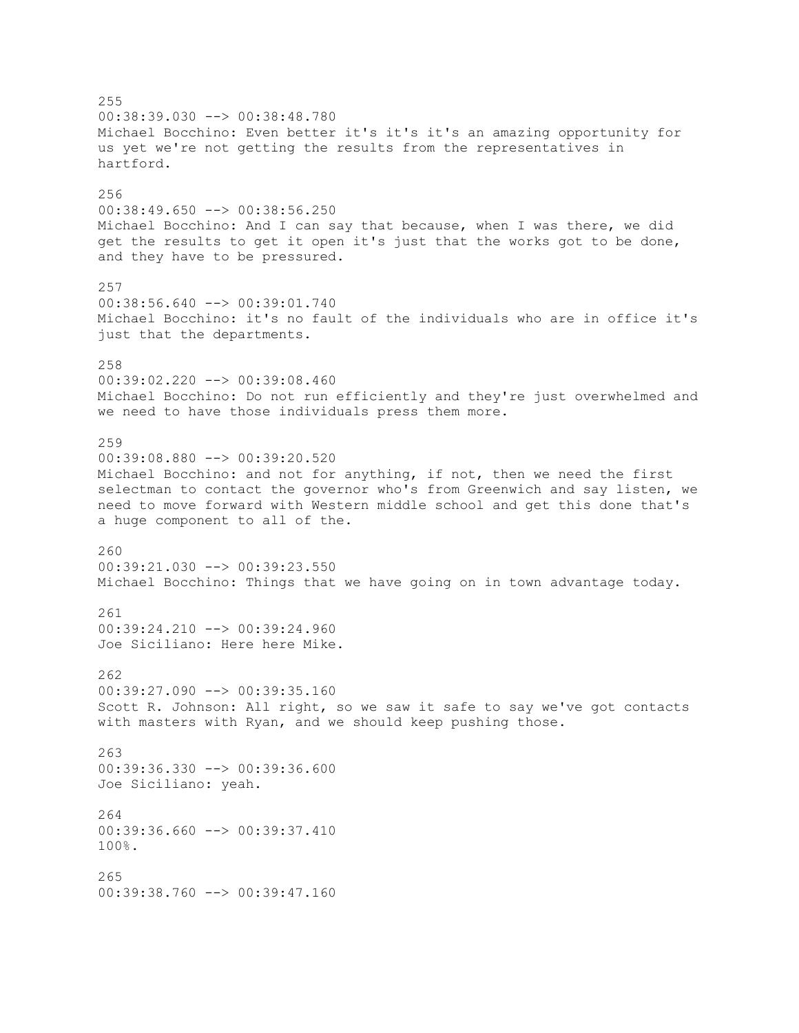255
00:38:39.030 --> 00:38:48.780
Michael Bocchino: Even better it's it's it's an amazing opportunity for us yet we're not getting the results from the representatives in hartford.

256
00:38:49.650 --> 00:38:56.250
Michael Bocchino: And I can say that because, when I was there, we did get the results to get it open it's just that the works got to be done, and they have to be pressured.

257
00:38:56.640 --> 00:39:01.740
Michael Bocchino: it's no fault of the individuals who are in office it's just that the departments.

258
00:39:02.220 --> 00:39:08.460
Michael Bocchino: Do not run efficiently and they're just overwhelmed and we need to have those individuals press them more.

259
00:39:08.880 --> 00:39:20.520
Michael Bocchino: and not for anything, if not, then we need the first selectman to contact the governor who's from Greenwich and say listen, we need to move forward with Western middle school and get this done that's a huge component to all of the.

260
00:39:21.030 --> 00:39:23.550
Michael Bocchino: Things that we have going on in town advantage today.

261
00:39:24.210 --> 00:39:24.960
Joe Siciliano: Here here Mike.

262
00:39:27.090 --> 00:39:35.160
Scott R. Johnson: All right, so we saw it safe to say we've got contacts with masters with Ryan, and we should keep pushing those.

263
00:39:36.330 --> 00:39:36.600
Joe Siciliano: yeah.

264
00:39:36.660 --> 00:39:37.410
100%.

265
00:39:38.760 --> 00:39:47.160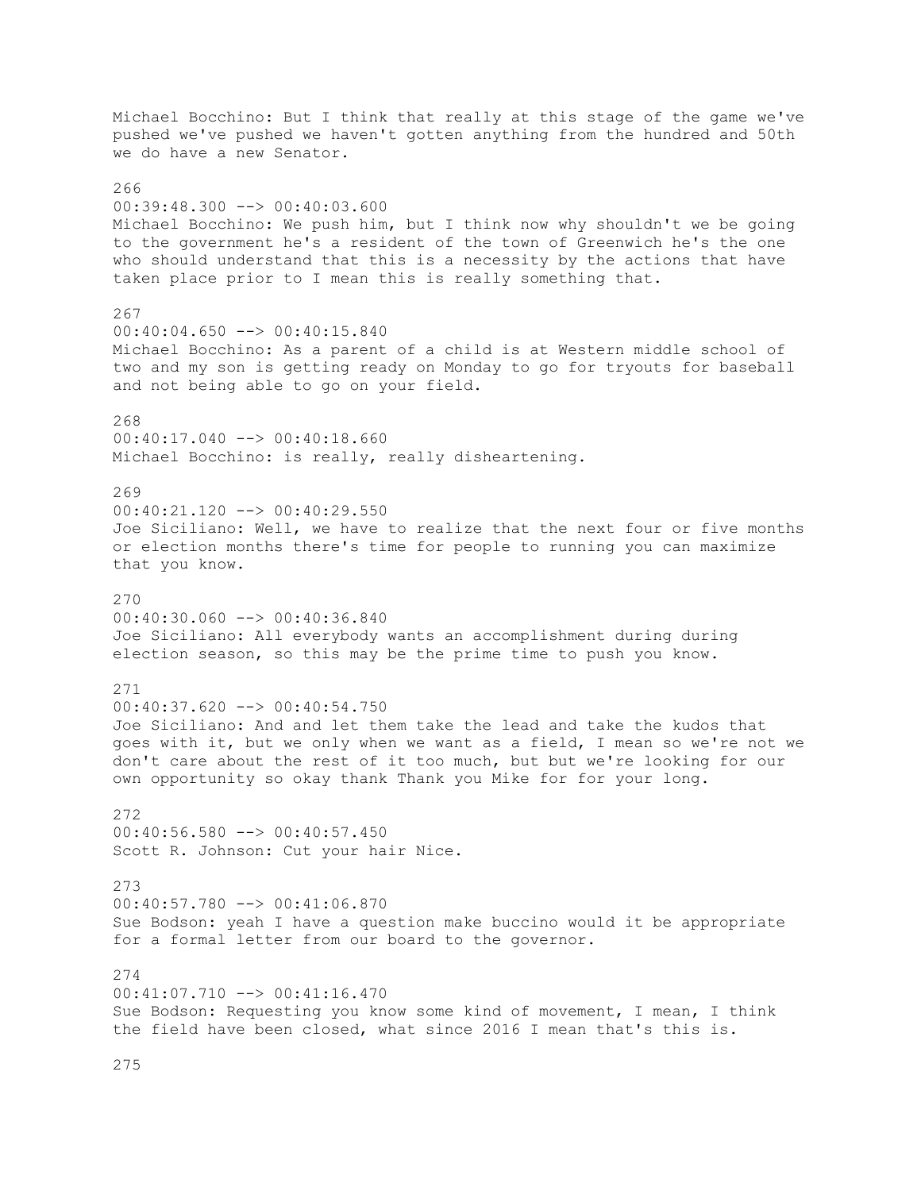Michael Bocchino: But I think that really at this stage of the game we've pushed we've pushed we haven't gotten anything from the hundred and 50th we do have a new Senator.

266
00:39:48.300 --> 00:40:03.600
Michael Bocchino: We push him, but I think now why shouldn't we be going to the government he's a resident of the town of Greenwich he's the one who should understand that this is a necessity by the actions that have taken place prior to I mean this is really something that.

267
00:40:04.650 --> 00:40:15.840
Michael Bocchino: As a parent of a child is at Western middle school of two and my son is getting ready on Monday to go for tryouts for baseball and not being able to go on your field.

268
00:40:17.040 --> 00:40:18.660
Michael Bocchino: is really, really disheartening.

269
00:40:21.120 --> 00:40:29.550
Joe Siciliano: Well, we have to realize that the next four or five months or election months there's time for people to running you can maximize that you know.

270
00:40:30.060 --> 00:40:36.840
Joe Siciliano: All everybody wants an accomplishment during during election season, so this may be the prime time to push you know.

271
00:40:37.620 --> 00:40:54.750
Joe Siciliano: And and let them take the lead and take the kudos that goes with it, but we only when we want as a field, I mean so we're not we don't care about the rest of it too much, but but we're looking for our own opportunity so okay thank Thank you Mike for for your long.

272
00:40:56.580 --> 00:40:57.450
Scott R. Johnson: Cut your hair Nice.

273
00:40:57.780 --> 00:41:06.870
Sue Bodson: yeah I have a question make buccino would it be appropriate for a formal letter from our board to the governor.

274
00:41:07.710 --> 00:41:16.470
Sue Bodson: Requesting you know some kind of movement, I mean, I think the field have been closed, what since 2016 I mean that's this is.

275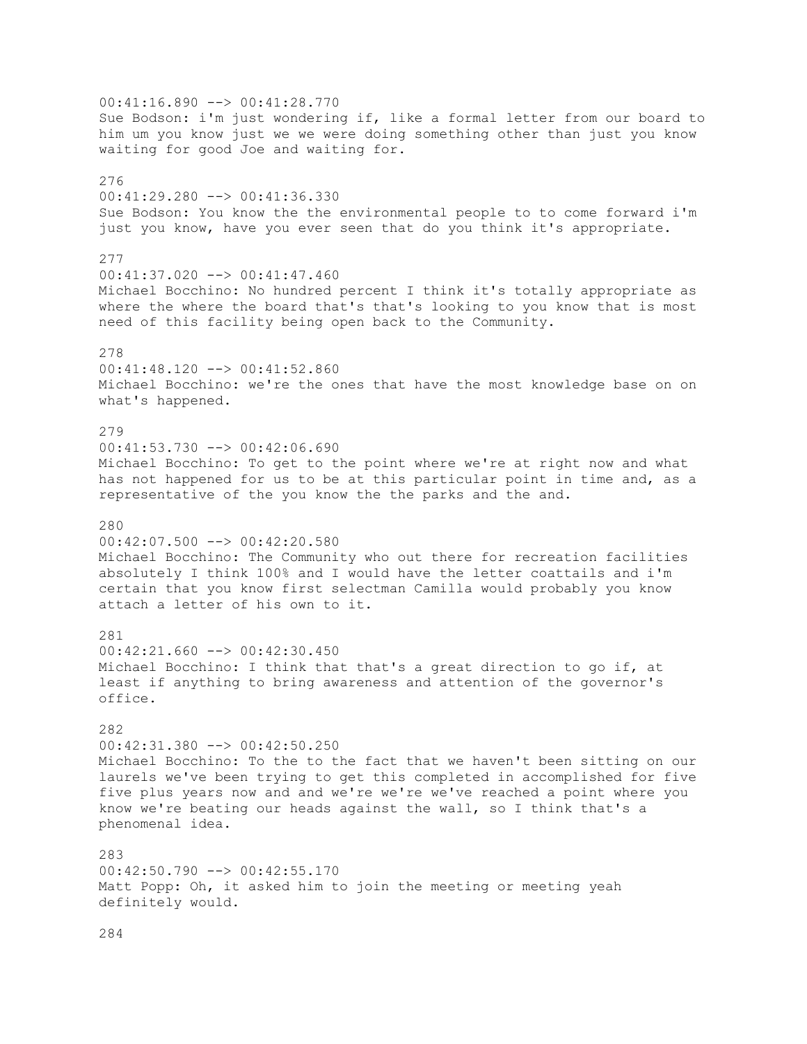00:41:16.890 --> 00:41:28.770
Sue Bodson: i'm just wondering if, like a formal letter from our board to him um you know just we we were doing something other than just you know waiting for good Joe and waiting for.

276
00:41:29.280 --> 00:41:36.330
Sue Bodson: You know the the environmental people to to come forward i'm just you know, have you ever seen that do you think it's appropriate.

277
00:41:37.020 --> 00:41:47.460
Michael Bocchino: No hundred percent I think it's totally appropriate as where the where the board that's that's looking to you know that is most need of this facility being open back to the Community.

278
00:41:48.120 --> 00:41:52.860
Michael Bocchino: we're the ones that have the most knowledge base on on what's happened.

279
00:41:53.730 --> 00:42:06.690
Michael Bocchino: To get to the point where we're at right now and what has not happened for us to be at this particular point in time and, as a representative of the you know the the parks and the and.

280
00:42:07.500 --> 00:42:20.580
Michael Bocchino: The Community who out there for recreation facilities absolutely I think 100% and I would have the letter coattails and i'm certain that you know first selectman Camilla would probably you know attach a letter of his own to it.

281
00:42:21.660 --> 00:42:30.450
Michael Bocchino: I think that that's a great direction to go if, at least if anything to bring awareness and attention of the governor's office.

282
00:42:31.380 --> 00:42:50.250
Michael Bocchino: To the to the fact that we haven't been sitting on our laurels we've been trying to get this completed in accomplished for five five plus years now and and we're we're we've reached a point where you know we're beating our heads against the wall, so I think that's a phenomenal idea.

283
00:42:50.790 --> 00:42:55.170
Matt Popp: Oh, it asked him to join the meeting or meeting yeah definitely would.

284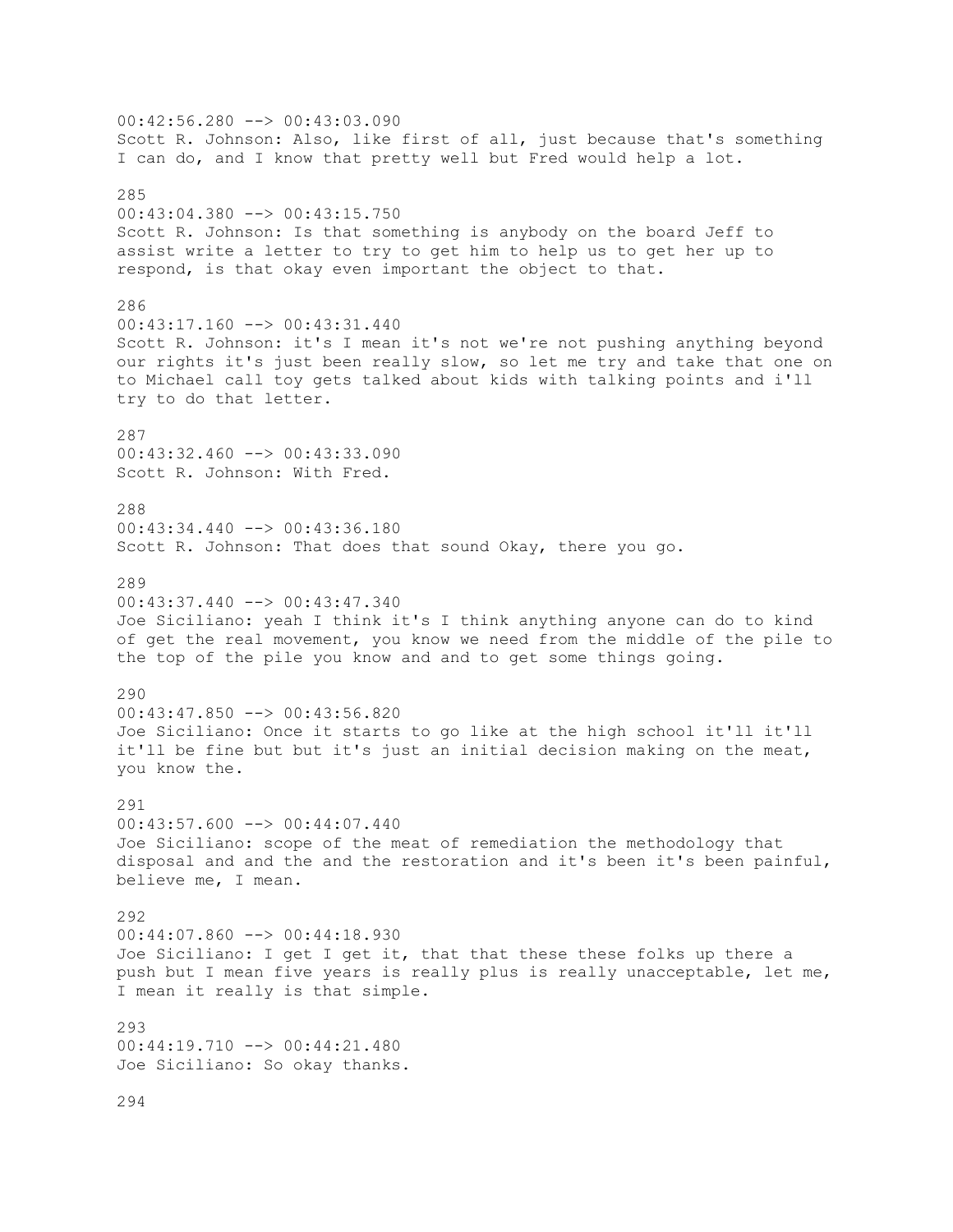00:42:56.280 --> 00:43:03.090
Scott R. Johnson: Also, like first of all, just because that's something I can do, and I know that pretty well but Fred would help a lot.

285
00:43:04.380 --> 00:43:15.750
Scott R. Johnson: Is that something is anybody on the board Jeff to assist write a letter to try to get him to help us to get her up to respond, is that okay even important the object to that.

286
00:43:17.160 --> 00:43:31.440
Scott R. Johnson: it's I mean it's not we're not pushing anything beyond our rights it's just been really slow, so let me try and take that one on to Michael call toy gets talked about kids with talking points and i'll try to do that letter.

287
00:43:32.460 --> 00:43:33.090
Scott R. Johnson: With Fred.

288
00:43:34.440 --> 00:43:36.180
Scott R. Johnson: That does that sound Okay, there you go.

289
00:43:37.440 --> 00:43:47.340
Joe Siciliano: yeah I think it's I think anything anyone can do to kind of get the real movement, you know we need from the middle of the pile to the top of the pile you know and and to get some things going.

290
00:43:47.850 --> 00:43:56.820
Joe Siciliano: Once it starts to go like at the high school it'll it'll it'll be fine but but it's just an initial decision making on the meat, you know the.

291
00:43:57.600 --> 00:44:07.440
Joe Siciliano: scope of the meat of remediation the methodology that disposal and and the and the restoration and it's been it's been painful, believe me, I mean.

292
00:44:07.860 --> 00:44:18.930
Joe Siciliano: I get I get it, that that these these folks up there a push but I mean five years is really plus is really unacceptable, let me, I mean it really is that simple.

293
00:44:19.710 --> 00:44:21.480
Joe Siciliano: So okay thanks.

294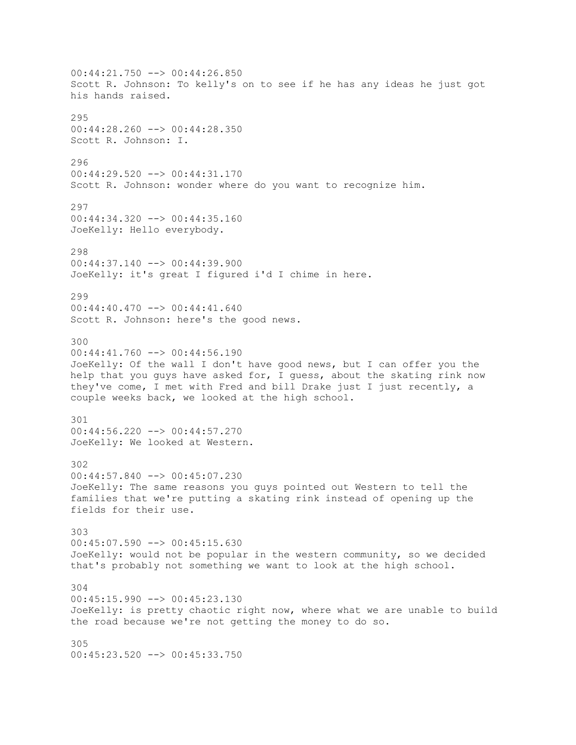00:44:21.750 --> 00:44:26.850
Scott R. Johnson: To kelly's on to see if he has any ideas he just got his hands raised.

295
00:44:28.260 --> 00:44:28.350
Scott R. Johnson: I.

296
00:44:29.520 --> 00:44:31.170
Scott R. Johnson: wonder where do you want to recognize him.

297
00:44:34.320 --> 00:44:35.160
JoeKelly: Hello everybody.

298
00:44:37.140 --> 00:44:39.900
JoeKelly: it's great I figured i'd I chime in here.

299
00:44:40.470 --> 00:44:41.640
Scott R. Johnson: here's the good news.

300
00:44:41.760 --> 00:44:56.190
JoeKelly: Of the wall I don't have good news, but I can offer you the help that you guys have asked for, I guess, about the skating rink now they've come, I met with Fred and bill Drake just I just recently, a couple weeks back, we looked at the high school.

301
00:44:56.220 --> 00:44:57.270
JoeKelly: We looked at Western.

302
00:44:57.840 --> 00:45:07.230
JoeKelly: The same reasons you guys pointed out Western to tell the families that we're putting a skating rink instead of opening up the fields for their use.

303
00:45:07.590 --> 00:45:15.630
JoeKelly: would not be popular in the western community, so we decided that's probably not something we want to look at the high school.

304
00:45:15.990 --> 00:45:23.130
JoeKelly: is pretty chaotic right now, where what we are unable to build the road because we're not getting the money to do so.

305
00:45:23.520 --> 00:45:33.750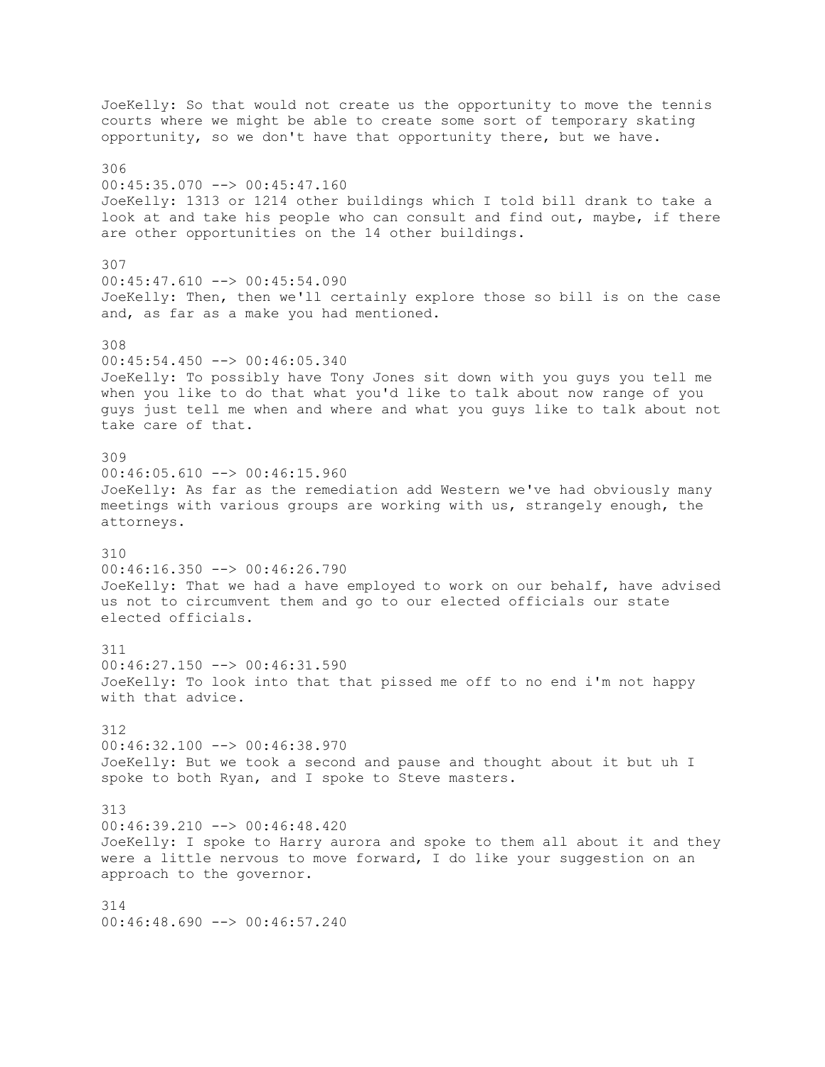JoeKelly: So that would not create us the opportunity to move the tennis courts where we might be able to create some sort of temporary skating opportunity, so we don't have that opportunity there, but we have.

306
00:45:35.070 --> 00:45:47.160
JoeKelly: 1313 or 1214 other buildings which I told bill drank to take a look at and take his people who can consult and find out, maybe, if there are other opportunities on the 14 other buildings.

307
00:45:47.610 --> 00:45:54.090
JoeKelly: Then, then we'll certainly explore those so bill is on the case and, as far as a make you had mentioned.

308
00:45:54.450 --> 00:46:05.340
JoeKelly: To possibly have Tony Jones sit down with you guys you tell me when you like to do that what you'd like to talk about now range of you guys just tell me when and where and what you guys like to talk about not take care of that.

309
00:46:05.610 --> 00:46:15.960
JoeKelly: As far as the remediation add Western we've had obviously many meetings with various groups are working with us, strangely enough, the attorneys.

310
00:46:16.350 --> 00:46:26.790
JoeKelly: That we had a have employed to work on our behalf, have advised us not to circumvent them and go to our elected officials our state elected officials.

311
00:46:27.150 --> 00:46:31.590
JoeKelly: To look into that that pissed me off to no end i'm not happy with that advice.

312
00:46:32.100 --> 00:46:38.970
JoeKelly: But we took a second and pause and thought about it but uh I spoke to both Ryan, and I spoke to Steve masters.

313
00:46:39.210 --> 00:46:48.420
JoeKelly: I spoke to Harry aurora and spoke to them all about it and they were a little nervous to move forward, I do like your suggestion on an approach to the governor.

314
00:46:48.690 --> 00:46:57.240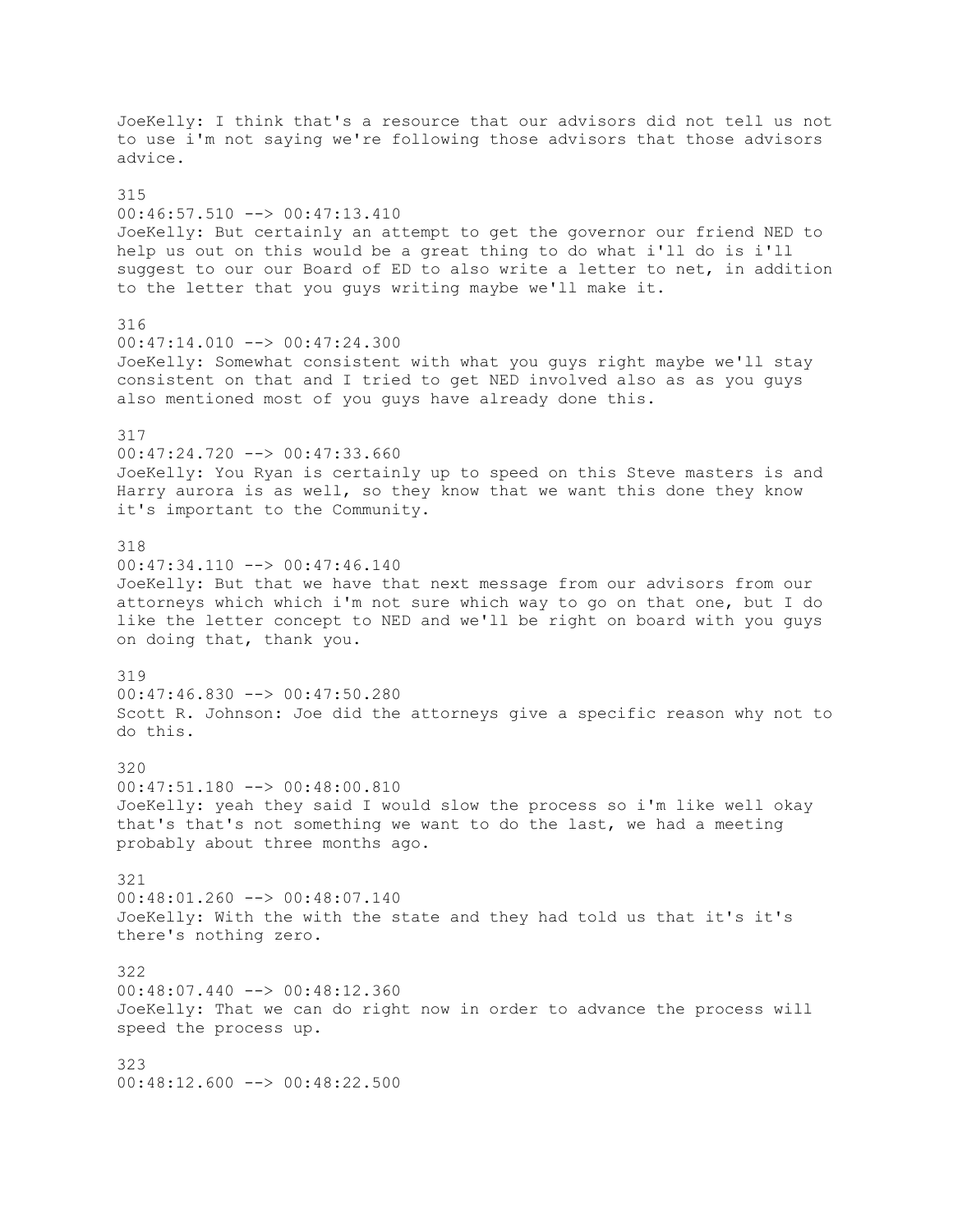JoeKelly: I think that's a resource that our advisors did not tell us not to use i'm not saying we're following those advisors that those advisors advice.

315
00:46:57.510 --> 00:47:13.410
JoeKelly: But certainly an attempt to get the governor our friend NED to help us out on this would be a great thing to do what i'll do is i'll suggest to our our Board of ED to also write a letter to net, in addition to the letter that you guys writing maybe we'll make it.

316
00:47:14.010 --> 00:47:24.300
JoeKelly: Somewhat consistent with what you guys right maybe we'll stay consistent on that and I tried to get NED involved also as as you guys also mentioned most of you guys have already done this.

317
00:47:24.720 --> 00:47:33.660
JoeKelly: You Ryan is certainly up to speed on this Steve masters is and Harry aurora is as well, so they know that we want this done they know it's important to the Community.

318
00:47:34.110 --> 00:47:46.140
JoeKelly: But that we have that next message from our advisors from our attorneys which which i'm not sure which way to go on that one, but I do like the letter concept to NED and we'll be right on board with you guys on doing that, thank you.

319
00:47:46.830 --> 00:47:50.280
Scott R. Johnson: Joe did the attorneys give a specific reason why not to do this.

320
00:47:51.180 --> 00:48:00.810
JoeKelly: yeah they said I would slow the process so i'm like well okay that's that's not something we want to do the last, we had a meeting probably about three months ago.

321
00:48:01.260 --> 00:48:07.140
JoeKelly: With the with the state and they had told us that it's it's there's nothing zero.

322
00:48:07.440 --> 00:48:12.360
JoeKelly: That we can do right now in order to advance the process will speed the process up.

323
00:48:12.600 --> 00:48:22.500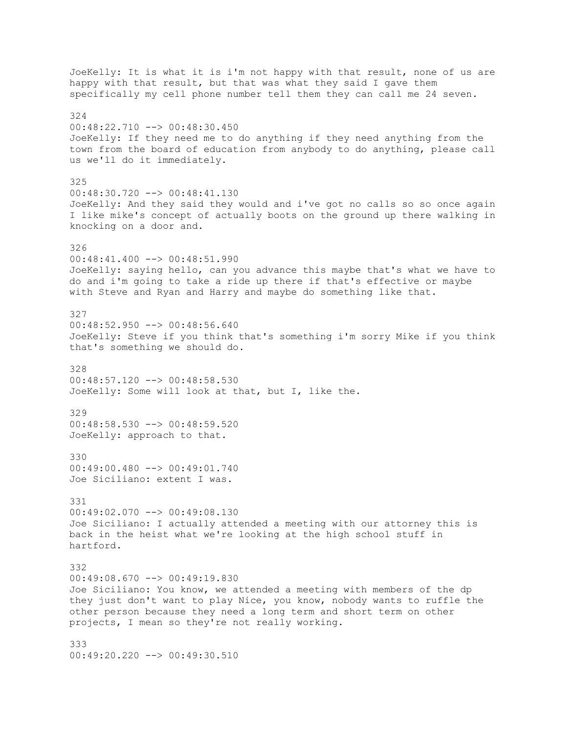JoeKelly: It is what it is i'm not happy with that result, none of us are happy with that result, but that was what they said I gave them specifically my cell phone number tell them they can call me 24 seven.

324
00:48:22.710 --> 00:48:30.450
JoeKelly: If they need me to do anything if they need anything from the town from the board of education from anybody to do anything, please call us we'll do it immediately.

325
00:48:30.720 --> 00:48:41.130
JoeKelly: And they said they would and i've got no calls so so once again I like mike's concept of actually boots on the ground up there walking in knocking on a door and.

326
00:48:41.400 --> 00:48:51.990
JoeKelly: saying hello, can you advance this maybe that's what we have to do and i'm going to take a ride up there if that's effective or maybe with Steve and Ryan and Harry and maybe do something like that.

327
00:48:52.950 --> 00:48:56.640
JoeKelly: Steve if you think that's something i'm sorry Mike if you think that's something we should do.

328
00:48:57.120 --> 00:48:58.530
JoeKelly: Some will look at that, but I, like the.

329
00:48:58.530 --> 00:48:59.520
JoeKelly: approach to that.

330
00:49:00.480 --> 00:49:01.740
Joe Siciliano: extent I was.

331
00:49:02.070 --> 00:49:08.130
Joe Siciliano: I actually attended a meeting with our attorney this is back in the heist what we're looking at the high school stuff in hartford.

332
00:49:08.670 --> 00:49:19.830
Joe Siciliano: You know, we attended a meeting with members of the dp they just don't want to play Nice, you know, nobody wants to ruffle the other person because they need a long term and short term on other projects, I mean so they're not really working.

333
00:49:20.220 --> 00:49:30.510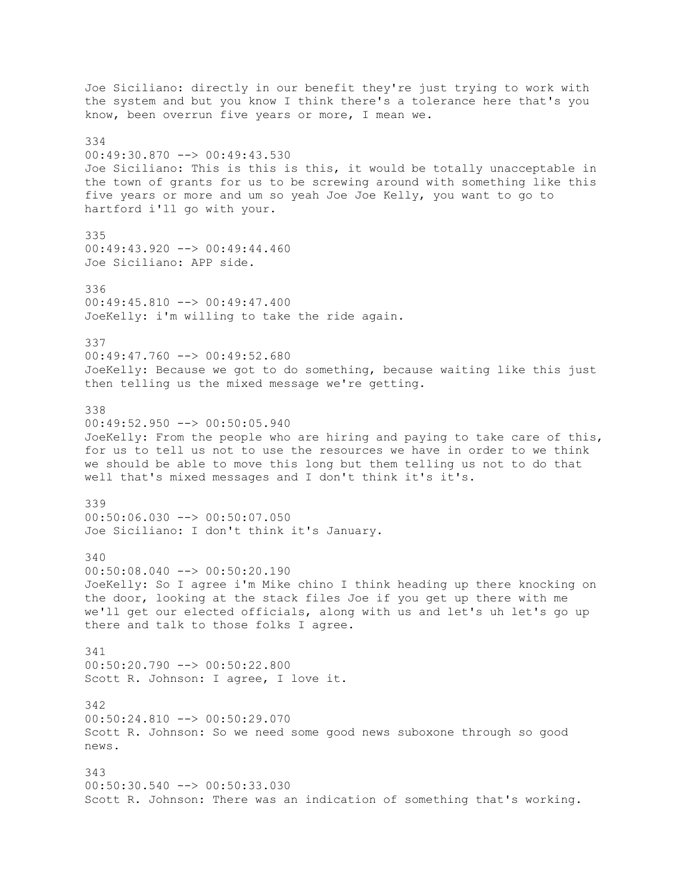Joe Siciliano: directly in our benefit they're just trying to work with the system and but you know I think there's a tolerance here that's you know, been overrun five years or more, I mean we.

334
00:49:30.870 --> 00:49:43.530
Joe Siciliano: This is this is this, it would be totally unacceptable in the town of grants for us to be screwing around with something like this five years or more and um so yeah Joe Joe Kelly, you want to go to hartford i'll go with your.

335
00:49:43.920 --> 00:49:44.460
Joe Siciliano: APP side.

336
00:49:45.810 --> 00:49:47.400
JoeKelly: i'm willing to take the ride again.

337
00:49:47.760 --> 00:49:52.680
JoeKelly: Because we got to do something, because waiting like this just then telling us the mixed message we're getting.

338
00:49:52.950 --> 00:50:05.940
JoeKelly: From the people who are hiring and paying to take care of this, for us to tell us not to use the resources we have in order to we think we should be able to move this long but them telling us not to do that well that's mixed messages and I don't think it's it's.

339
00:50:06.030 --> 00:50:07.050
Joe Siciliano: I don't think it's January.

340
00:50:08.040 --> 00:50:20.190
JoeKelly: So I agree i'm Mike chino I think heading up there knocking on the door, looking at the stack files Joe if you get up there with me we'll get our elected officials, along with us and let's uh let's go up there and talk to those folks I agree.

341
00:50:20.790 --> 00:50:22.800
Scott R. Johnson: I agree, I love it.

342
00:50:24.810 --> 00:50:29.070
Scott R. Johnson: So we need some good news suboxone through so good news.

343
00:50:30.540 --> 00:50:33.030
Scott R. Johnson: There was an indication of something that's working.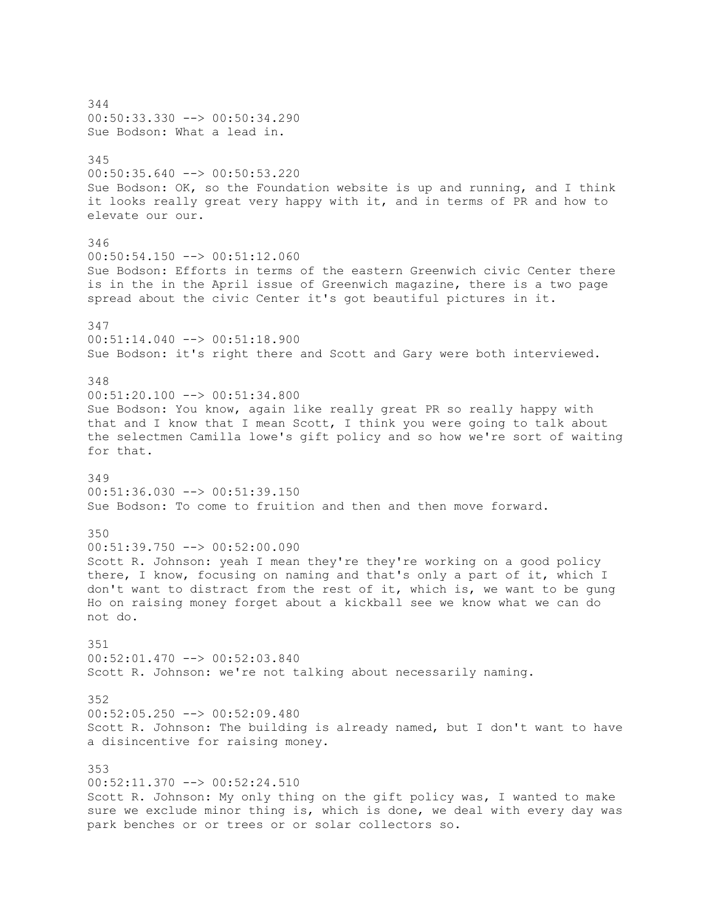344
00:50:33.330 --> 00:50:34.290
Sue Bodson: What a lead in.

345
00:50:35.640 --> 00:50:53.220
Sue Bodson: OK, so the Foundation website is up and running, and I think it looks really great very happy with it, and in terms of PR and how to elevate our our.

346
00:50:54.150 --> 00:51:12.060
Sue Bodson: Efforts in terms of the eastern Greenwich civic Center there is in the in the April issue of Greenwich magazine, there is a two page spread about the civic Center it's got beautiful pictures in it.

347
00:51:14.040 --> 00:51:18.900
Sue Bodson: it's right there and Scott and Gary were both interviewed.

348
00:51:20.100 --> 00:51:34.800
Sue Bodson: You know, again like really great PR so really happy with that and I know that I mean Scott, I think you were going to talk about the selectmen Camilla lowe's gift policy and so how we're sort of waiting for that.

349
00:51:36.030 --> 00:51:39.150
Sue Bodson: To come to fruition and then and then move forward.

350
00:51:39.750 --> 00:52:00.090
Scott R. Johnson: yeah I mean they're they're working on a good policy there, I know, focusing on naming and that's only a part of it, which I don't want to distract from the rest of it, which is, we want to be gung Ho on raising money forget about a kickball see we know what we can do not do.

351
00:52:01.470 --> 00:52:03.840
Scott R. Johnson: we're not talking about necessarily naming.

352
00:52:05.250 --> 00:52:09.480
Scott R. Johnson: The building is already named, but I don't want to have a disincentive for raising money.

353
00:52:11.370 --> 00:52:24.510
Scott R. Johnson: My only thing on the gift policy was, I wanted to make sure we exclude minor thing is, which is done, we deal with every day was park benches or or trees or or solar collectors so.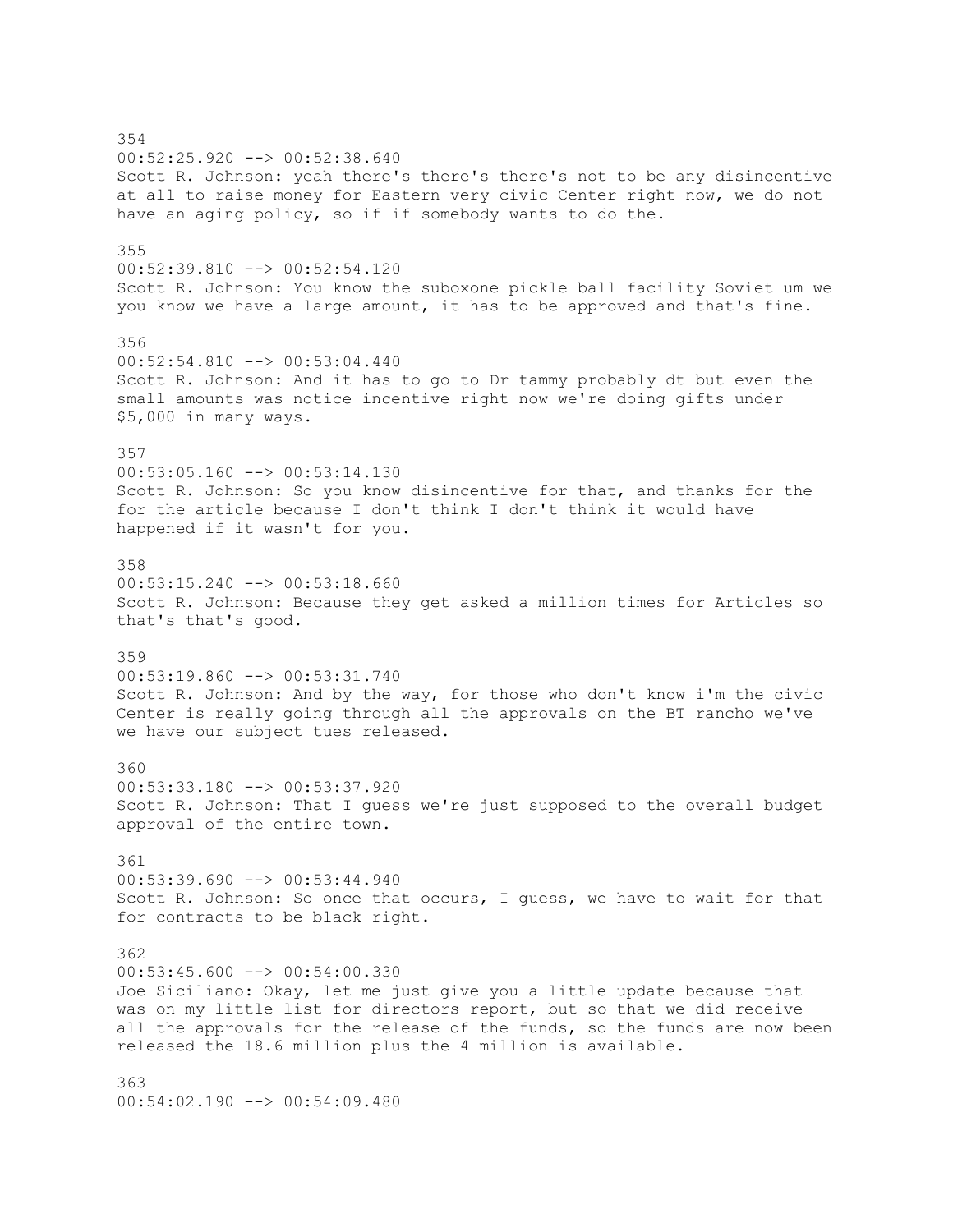354
00:52:25.920 --> 00:52:38.640
Scott R. Johnson: yeah there's there's there's not to be any disincentive at all to raise money for Eastern very civic Center right now, we do not have an aging policy, so if if somebody wants to do the.

355
00:52:39.810 --> 00:52:54.120
Scott R. Johnson: You know the suboxone pickle ball facility Soviet um we you know we have a large amount, it has to be approved and that's fine.

356
00:52:54.810 --> 00:53:04.440
Scott R. Johnson: And it has to go to Dr tammy probably dt but even the small amounts was notice incentive right now we're doing gifts under $5,000 in many ways.

357
00:53:05.160 --> 00:53:14.130
Scott R. Johnson: So you know disincentive for that, and thanks for the for the article because I don't think I don't think it would have happened if it wasn't for you.

358
00:53:15.240 --> 00:53:18.660
Scott R. Johnson: Because they get asked a million times for Articles so that's that's good.

359
00:53:19.860 --> 00:53:31.740
Scott R. Johnson: And by the way, for those who don't know i'm the civic Center is really going through all the approvals on the BT rancho we've we have our subject tues released.

360
00:53:33.180 --> 00:53:37.920
Scott R. Johnson: That I guess we're just supposed to the overall budget approval of the entire town.

361
00:53:39.690 --> 00:53:44.940
Scott R. Johnson: So once that occurs, I guess, we have to wait for that for contracts to be black right.

362
00:53:45.600 --> 00:54:00.330
Joe Siciliano: Okay, let me just give you a little update because that was on my little list for directors report, but so that we did receive all the approvals for the release of the funds, so the funds are now been released the 18.6 million plus the 4 million is available.

363
00:54:02.190 --> 00:54:09.480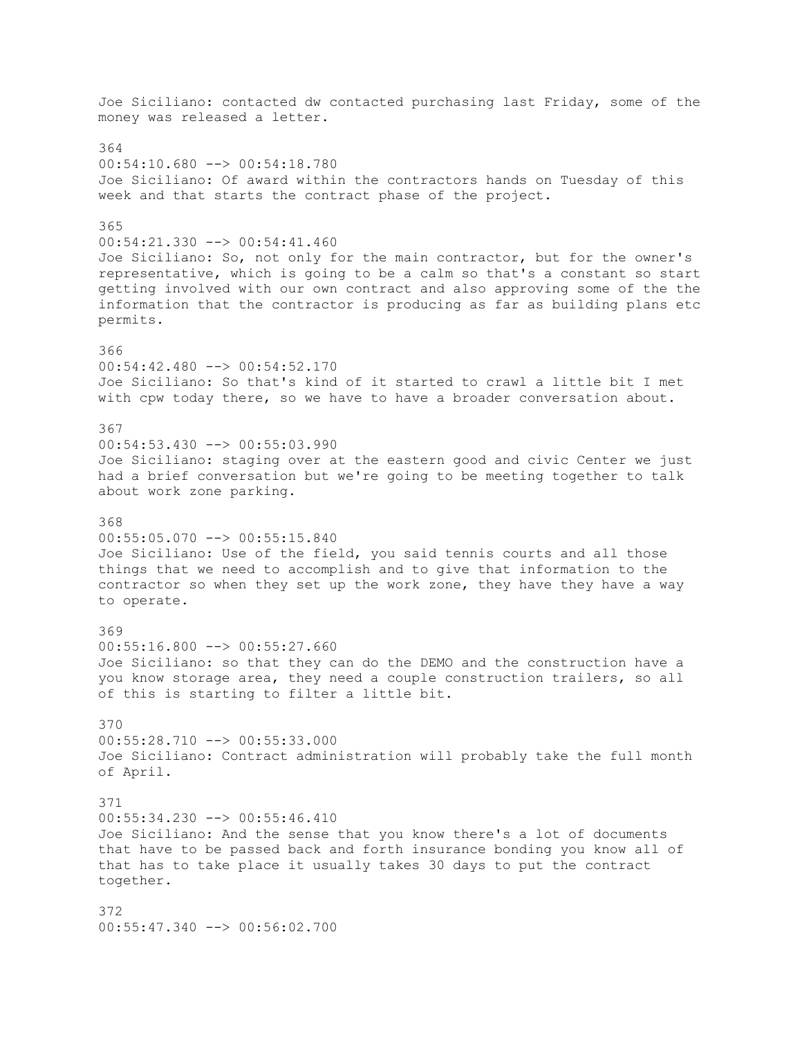Joe Siciliano: contacted dw contacted purchasing last Friday, some of the money was released a letter.

364
00:54:10.680 --> 00:54:18.780
Joe Siciliano: Of award within the contractors hands on Tuesday of this week and that starts the contract phase of the project.

365
00:54:21.330 --> 00:54:41.460
Joe Siciliano: So, not only for the main contractor, but for the owner's representative, which is going to be a calm so that's a constant so start getting involved with our own contract and also approving some of the the information that the contractor is producing as far as building plans etc permits.

366
00:54:42.480 --> 00:54:52.170
Joe Siciliano: So that's kind of it started to crawl a little bit I met with cpw today there, so we have to have a broader conversation about.

367
00:54:53.430 --> 00:55:03.990
Joe Siciliano: staging over at the eastern good and civic Center we just had a brief conversation but we're going to be meeting together to talk about work zone parking.

368
00:55:05.070 --> 00:55:15.840
Joe Siciliano: Use of the field, you said tennis courts and all those things that we need to accomplish and to give that information to the contractor so when they set up the work zone, they have they have a way to operate.

369
00:55:16.800 --> 00:55:27.660
Joe Siciliano: so that they can do the DEMO and the construction have a you know storage area, they need a couple construction trailers, so all of this is starting to filter a little bit.

370
00:55:28.710 --> 00:55:33.000
Joe Siciliano: Contract administration will probably take the full month of April.

371
00:55:34.230 --> 00:55:46.410
Joe Siciliano: And the sense that you know there's a lot of documents that have to be passed back and forth insurance bonding you know all of that has to take place it usually takes 30 days to put the contract together.

372
00:55:47.340 --> 00:56:02.700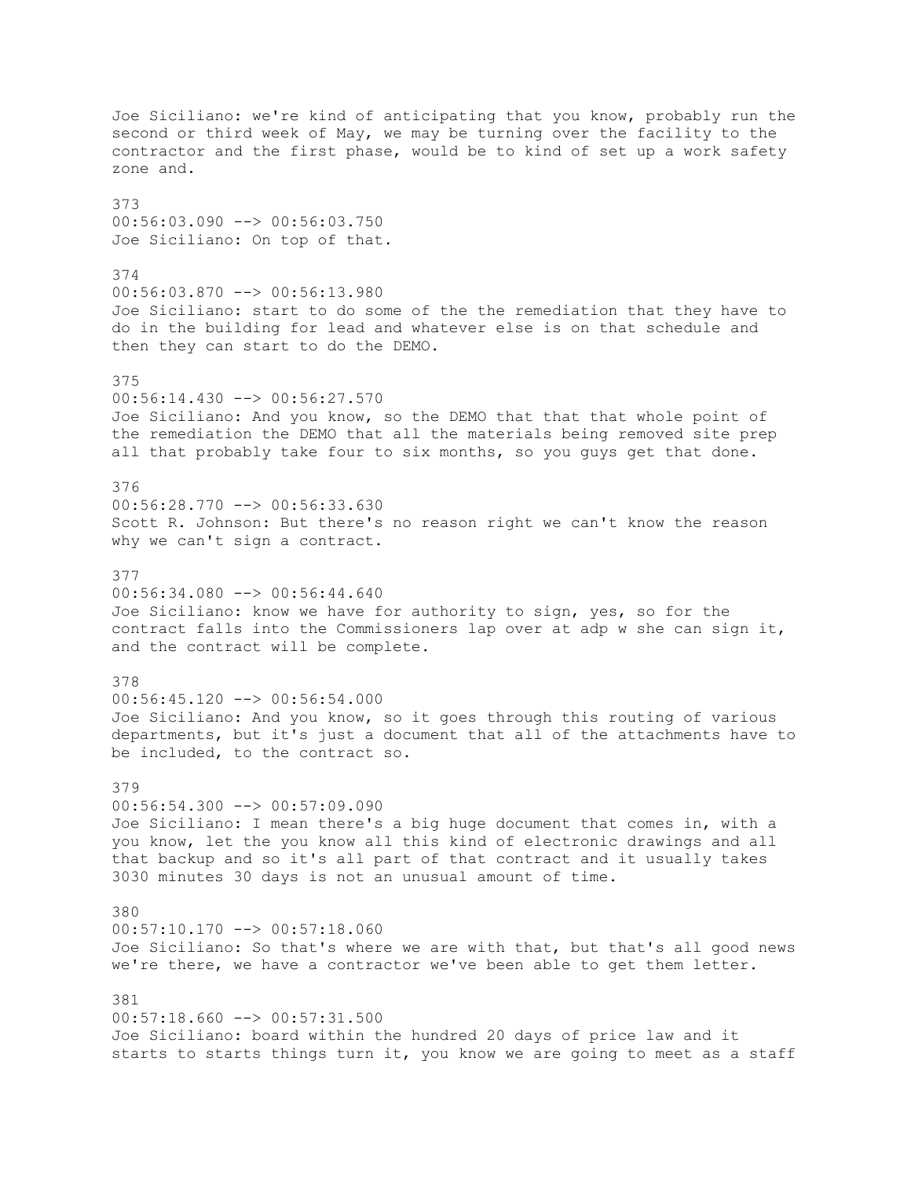Joe Siciliano: we're kind of anticipating that you know, probably run the second or third week of May, we may be turning over the facility to the contractor and the first phase, would be to kind of set up a work safety zone and.

373
00:56:03.090 --> 00:56:03.750
Joe Siciliano: On top of that.

374
00:56:03.870 --> 00:56:13.980
Joe Siciliano: start to do some of the the remediation that they have to do in the building for lead and whatever else is on that schedule and then they can start to do the DEMO.

375
00:56:14.430 --> 00:56:27.570
Joe Siciliano: And you know, so the DEMO that that that whole point of the remediation the DEMO that all the materials being removed site prep all that probably take four to six months, so you guys get that done.

376
00:56:28.770 --> 00:56:33.630
Scott R. Johnson: But there's no reason right we can't know the reason why we can't sign a contract.

377
00:56:34.080 --> 00:56:44.640
Joe Siciliano: know we have for authority to sign, yes, so for the contract falls into the Commissioners lap over at adp w she can sign it, and the contract will be complete.

378
00:56:45.120 --> 00:56:54.000
Joe Siciliano: And you know, so it goes through this routing of various departments, but it's just a document that all of the attachments have to be included, to the contract so.

379
00:56:54.300 --> 00:57:09.090
Joe Siciliano: I mean there's a big huge document that comes in, with a you know, let the you know all this kind of electronic drawings and all that backup and so it's all part of that contract and it usually takes 3030 minutes 30 days is not an unusual amount of time.

380
00:57:10.170 --> 00:57:18.060
Joe Siciliano: So that's where we are with that, but that's all good news we're there, we have a contractor we've been able to get them letter.

381
00:57:18.660 --> 00:57:31.500
Joe Siciliano: board within the hundred 20 days of price law and it starts to starts things turn it, you know we are going to meet as a staff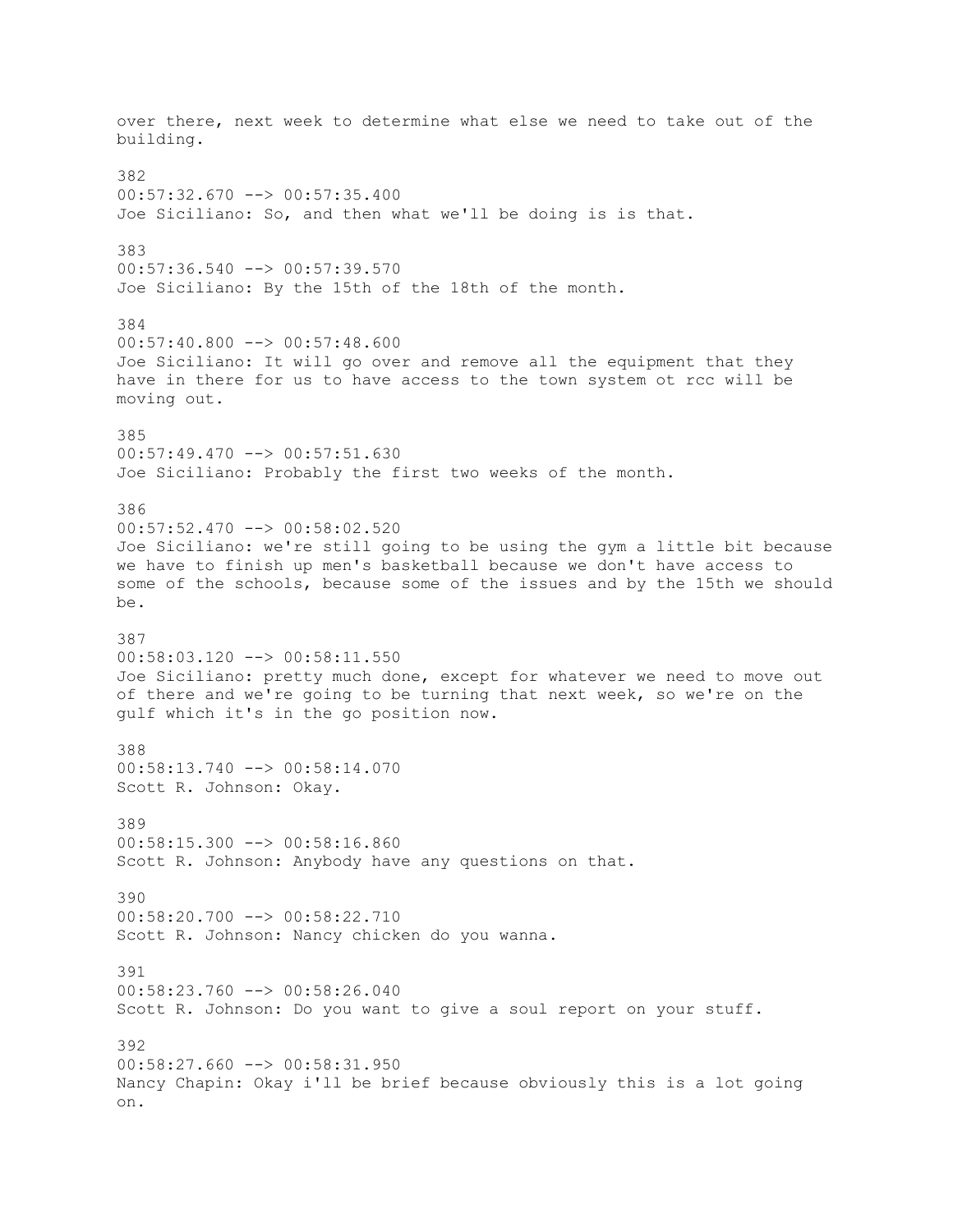over there, next week to determine what else we need to take out of the building.

382
00:57:32.670 --> 00:57:35.400
Joe Siciliano: So, and then what we'll be doing is is that.

383
00:57:36.540 --> 00:57:39.570
Joe Siciliano: By the 15th of the 18th of the month.

384
00:57:40.800 --> 00:57:48.600
Joe Siciliano: It will go over and remove all the equipment that they have in there for us to have access to the town system ot rcc will be moving out.

385
00:57:49.470 --> 00:57:51.630
Joe Siciliano: Probably the first two weeks of the month.

386
00:57:52.470 --> 00:58:02.520
Joe Siciliano: we're still going to be using the gym a little bit because we have to finish up men's basketball because we don't have access to some of the schools, because some of the issues and by the 15th we should be.

387
00:58:03.120 --> 00:58:11.550
Joe Siciliano: pretty much done, except for whatever we need to move out of there and we're going to be turning that next week, so we're on the gulf which it's in the go position now.

388
00:58:13.740 --> 00:58:14.070
Scott R. Johnson: Okay.

389
00:58:15.300 --> 00:58:16.860
Scott R. Johnson: Anybody have any questions on that.

390
00:58:20.700 --> 00:58:22.710
Scott R. Johnson: Nancy chicken do you wanna.

391
00:58:23.760 --> 00:58:26.040
Scott R. Johnson: Do you want to give a soul report on your stuff.

392
00:58:27.660 --> 00:58:31.950
Nancy Chapin: Okay i'll be brief because obviously this is a lot going on.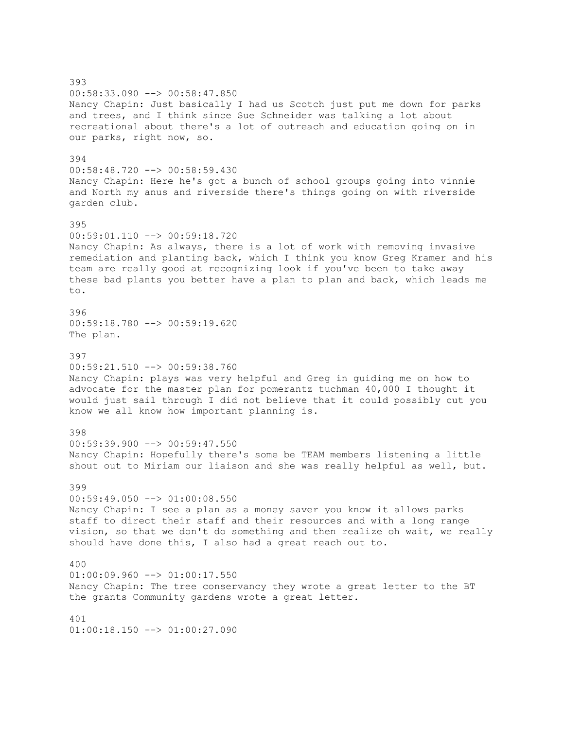393
00:58:33.090 --> 00:58:47.850
Nancy Chapin: Just basically I had us Scotch just put me down for parks and trees, and I think since Sue Schneider was talking a lot about recreational about there's a lot of outreach and education going on in our parks, right now, so.

394
00:58:48.720 --> 00:58:59.430
Nancy Chapin: Here he's got a bunch of school groups going into vinnie and North my anus and riverside there's things going on with riverside garden club.

395
00:59:01.110 --> 00:59:18.720
Nancy Chapin: As always, there is a lot of work with removing invasive remediation and planting back, which I think you know Greg Kramer and his team are really good at recognizing look if you've been to take away these bad plants you better have a plan to plan and back, which leads me to.

396
00:59:18.780 --> 00:59:19.620
The plan.

397
00:59:21.510 --> 00:59:38.760
Nancy Chapin: plays was very helpful and Greg in guiding me on how to advocate for the master plan for pomerantz tuchman 40,000 I thought it would just sail through I did not believe that it could possibly cut you know we all know how important planning is.

398
00:59:39.900 --> 00:59:47.550
Nancy Chapin: Hopefully there's some be TEAM members listening a little shout out to Miriam our liaison and she was really helpful as well, but.

399
00:59:49.050 --> 01:00:08.550
Nancy Chapin: I see a plan as a money saver you know it allows parks staff to direct their staff and their resources and with a long range vision, so that we don't do something and then realize oh wait, we really should have done this, I also had a great reach out to.

400
01:00:09.960 --> 01:00:17.550
Nancy Chapin: The tree conservancy they wrote a great letter to the BT the grants Community gardens wrote a great letter.

401
01:00:18.150 --> 01:00:27.090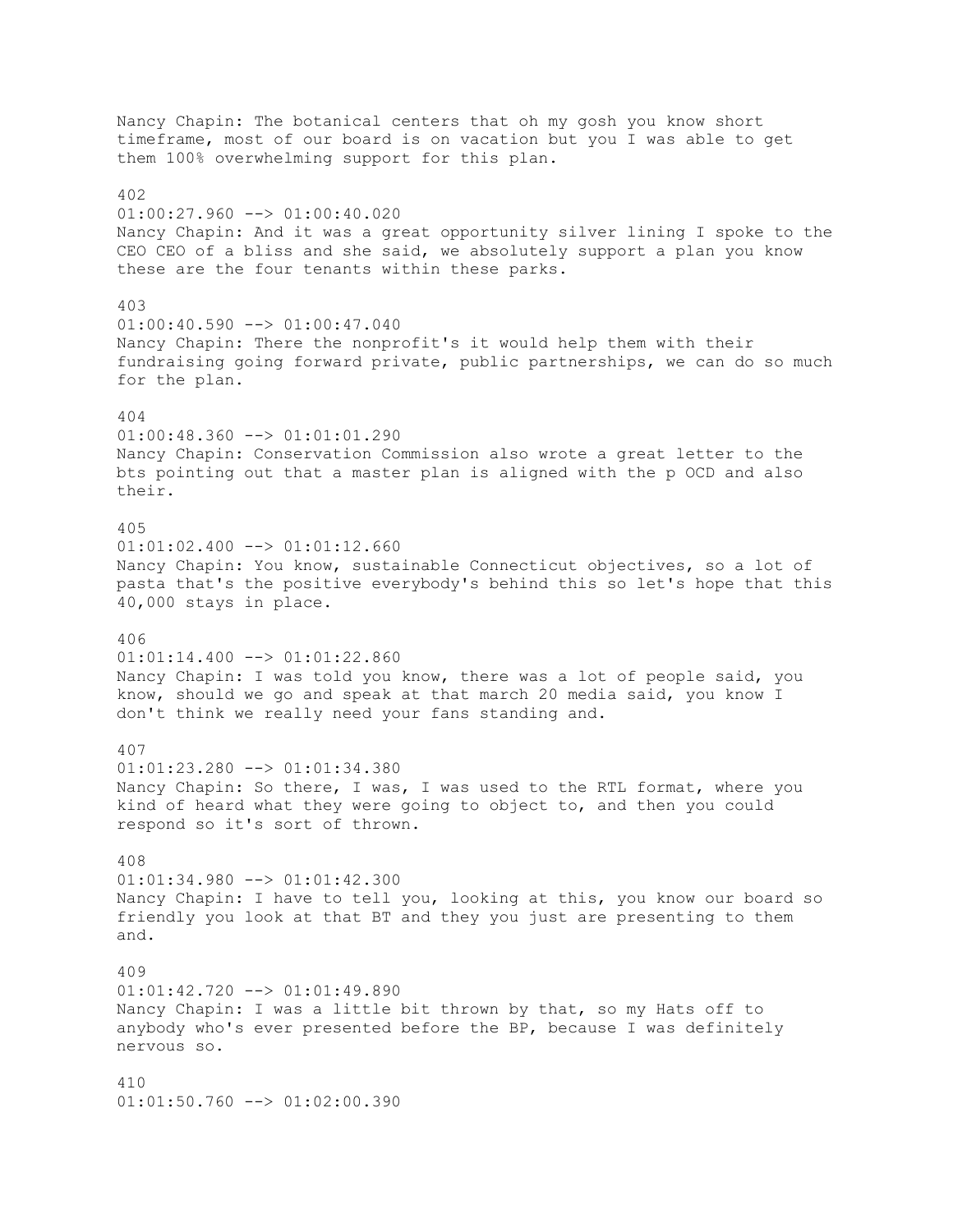Nancy Chapin: The botanical centers that oh my gosh you know short timeframe, most of our board is on vacation but you I was able to get them 100% overwhelming support for this plan.

402
01:00:27.960 --> 01:00:40.020
Nancy Chapin: And it was a great opportunity silver lining I spoke to the CEO CEO of a bliss and she said, we absolutely support a plan you know these are the four tenants within these parks.

403
01:00:40.590 --> 01:00:47.040
Nancy Chapin: There the nonprofit's it would help them with their fundraising going forward private, public partnerships, we can do so much for the plan.

404
01:00:48.360 --> 01:01:01.290
Nancy Chapin: Conservation Commission also wrote a great letter to the bts pointing out that a master plan is aligned with the p OCD and also their.

405
01:01:02.400 --> 01:01:12.660
Nancy Chapin: You know, sustainable Connecticut objectives, so a lot of pasta that's the positive everybody's behind this so let's hope that this 40,000 stays in place.

406
01:01:14.400 --> 01:01:22.860
Nancy Chapin: I was told you know, there was a lot of people said, you know, should we go and speak at that march 20 media said, you know I don't think we really need your fans standing and.

407
01:01:23.280 --> 01:01:34.380
Nancy Chapin: So there, I was, I was used to the RTL format, where you kind of heard what they were going to object to, and then you could respond so it's sort of thrown.

408
01:01:34.980 --> 01:01:42.300
Nancy Chapin: I have to tell you, looking at this, you know our board so friendly you look at that BT and they you just are presenting to them and.

409
01:01:42.720 --> 01:01:49.890
Nancy Chapin: I was a little bit thrown by that, so my Hats off to anybody who's ever presented before the BP, because I was definitely nervous so.

410
01:01:50.760 --> 01:02:00.390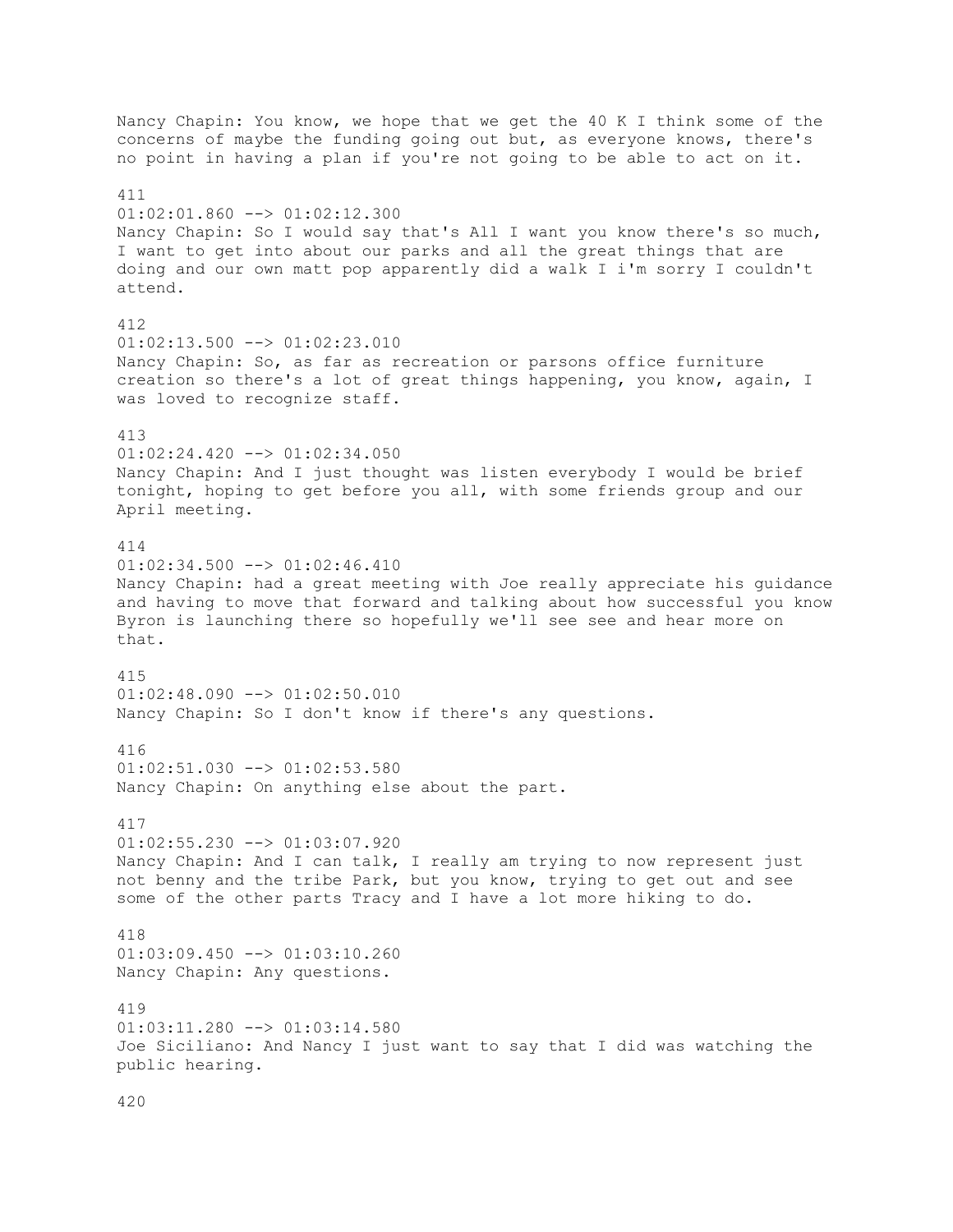Nancy Chapin: You know, we hope that we get the 40 K I think some of the concerns of maybe the funding going out but, as everyone knows, there's no point in having a plan if you're not going to be able to act on it.

411
01:02:01.860 --> 01:02:12.300
Nancy Chapin: So I would say that's All I want you know there's so much, I want to get into about our parks and all the great things that are doing and our own matt pop apparently did a walk I i'm sorry I couldn't attend.

412
01:02:13.500 --> 01:02:23.010
Nancy Chapin: So, as far as recreation or parsons office furniture creation so there's a lot of great things happening, you know, again, I was loved to recognize staff.

413
01:02:24.420 --> 01:02:34.050
Nancy Chapin: And I just thought was listen everybody I would be brief tonight, hoping to get before you all, with some friends group and our April meeting.

414
01:02:34.500 --> 01:02:46.410
Nancy Chapin: had a great meeting with Joe really appreciate his guidance and having to move that forward and talking about how successful you know Byron is launching there so hopefully we'll see see and hear more on that.

415
01:02:48.090 --> 01:02:50.010
Nancy Chapin: So I don't know if there's any questions.

416
01:02:51.030 --> 01:02:53.580
Nancy Chapin: On anything else about the part.

417
01:02:55.230 --> 01:03:07.920
Nancy Chapin: And I can talk, I really am trying to now represent just not benny and the tribe Park, but you know, trying to get out and see some of the other parts Tracy and I have a lot more hiking to do.

418
01:03:09.450 --> 01:03:10.260
Nancy Chapin: Any questions.

419
01:03:11.280 --> 01:03:14.580
Joe Siciliano: And Nancy I just want to say that I did was watching the public hearing.

420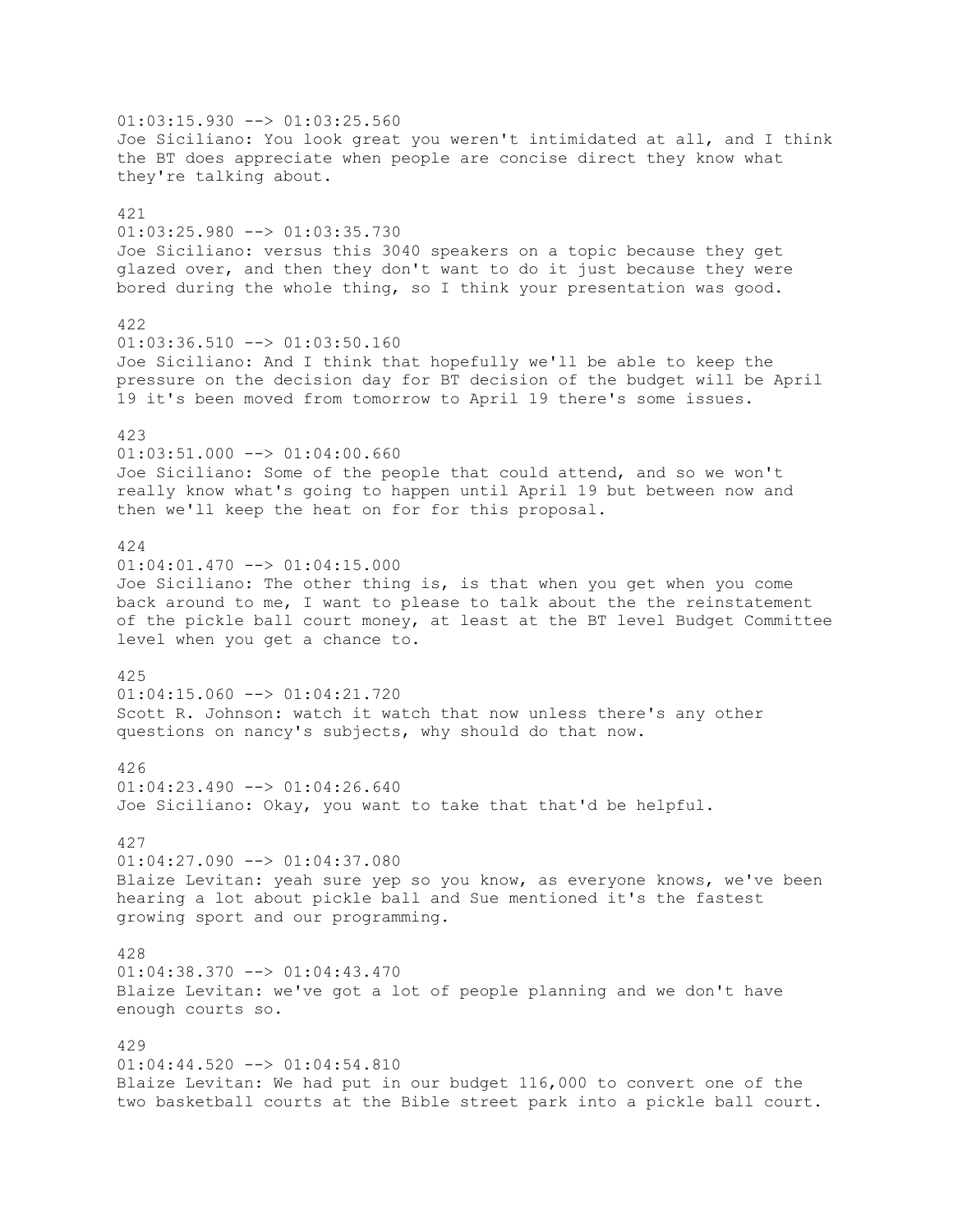01:03:15.930 --> 01:03:25.560
Joe Siciliano: You look great you weren't intimidated at all, and I think the BT does appreciate when people are concise direct they know what they're talking about.

421
01:03:25.980 --> 01:03:35.730
Joe Siciliano: versus this 3040 speakers on a topic because they get glazed over, and then they don't want to do it just because they were bored during the whole thing, so I think your presentation was good.

422
01:03:36.510 --> 01:03:50.160
Joe Siciliano: And I think that hopefully we'll be able to keep the pressure on the decision day for BT decision of the budget will be April 19 it's been moved from tomorrow to April 19 there's some issues.

423
01:03:51.000 --> 01:04:00.660
Joe Siciliano: Some of the people that could attend, and so we won't really know what's going to happen until April 19 but between now and then we'll keep the heat on for for this proposal.

424
01:04:01.470 --> 01:04:15.000
Joe Siciliano: The other thing is, is that when you get when you come back around to me, I want to please to talk about the the reinstatement of the pickle ball court money, at least at the BT level Budget Committee level when you get a chance to.

425
01:04:15.060 --> 01:04:21.720
Scott R. Johnson: watch it watch that now unless there's any other questions on nancy's subjects, why should do that now.

426
01:04:23.490 --> 01:04:26.640
Joe Siciliano: Okay, you want to take that that'd be helpful.

427
01:04:27.090 --> 01:04:37.080
Blaize Levitan: yeah sure yep so you know, as everyone knows, we've been hearing a lot about pickle ball and Sue mentioned it's the fastest growing sport and our programming.

428
01:04:38.370 --> 01:04:43.470
Blaize Levitan: we've got a lot of people planning and we don't have enough courts so.

429
01:04:44.520 --> 01:04:54.810
Blaize Levitan: We had put in our budget 116,000 to convert one of the two basketball courts at the Bible street park into a pickle ball court.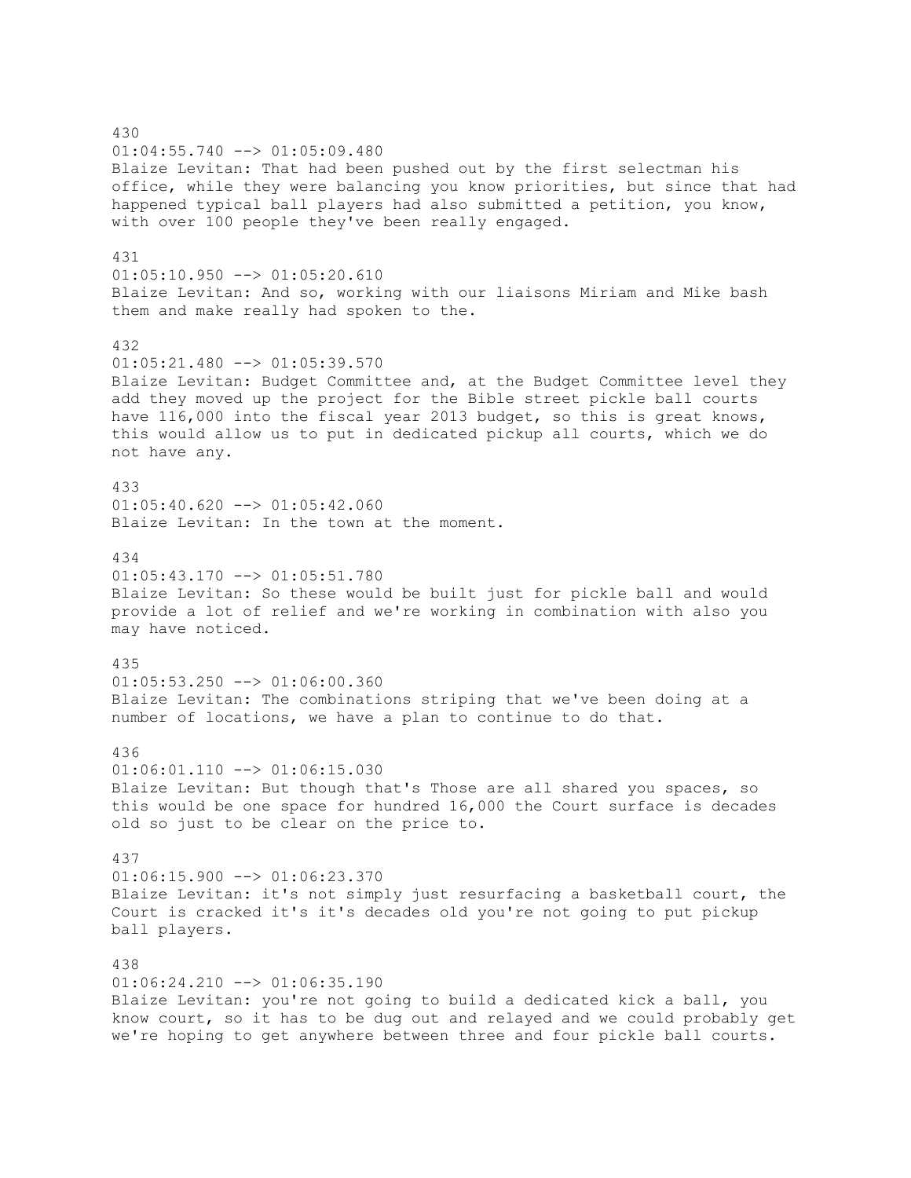430
01:04:55.740 --> 01:05:09.480
Blaize Levitan: That had been pushed out by the first selectman his office, while they were balancing you know priorities, but since that had happened typical ball players had also submitted a petition, you know, with over 100 people they've been really engaged.

431
01:05:10.950 --> 01:05:20.610
Blaize Levitan: And so, working with our liaisons Miriam and Mike bash them and make really had spoken to the.

432
01:05:21.480 --> 01:05:39.570
Blaize Levitan: Budget Committee and, at the Budget Committee level they add they moved up the project for the Bible street pickle ball courts have 116,000 into the fiscal year 2013 budget, so this is great knows, this would allow us to put in dedicated pickup all courts, which we do not have any.

433
01:05:40.620 --> 01:05:42.060
Blaize Levitan: In the town at the moment.

434
01:05:43.170 --> 01:05:51.780
Blaize Levitan: So these would be built just for pickle ball and would provide a lot of relief and we're working in combination with also you may have noticed.

435
01:05:53.250 --> 01:06:00.360
Blaize Levitan: The combinations striping that we've been doing at a number of locations, we have a plan to continue to do that.

436
01:06:01.110 --> 01:06:15.030
Blaize Levitan: But though that's Those are all shared you spaces, so this would be one space for hundred 16,000 the Court surface is decades old so just to be clear on the price to.

437
01:06:15.900 --> 01:06:23.370
Blaize Levitan: it's not simply just resurfacing a basketball court, the Court is cracked it's it's decades old you're not going to put pickup ball players.

438
01:06:24.210 --> 01:06:35.190
Blaize Levitan: you're not going to build a dedicated kick a ball, you know court, so it has to be dug out and relayed and we could probably get we're hoping to get anywhere between three and four pickle ball courts.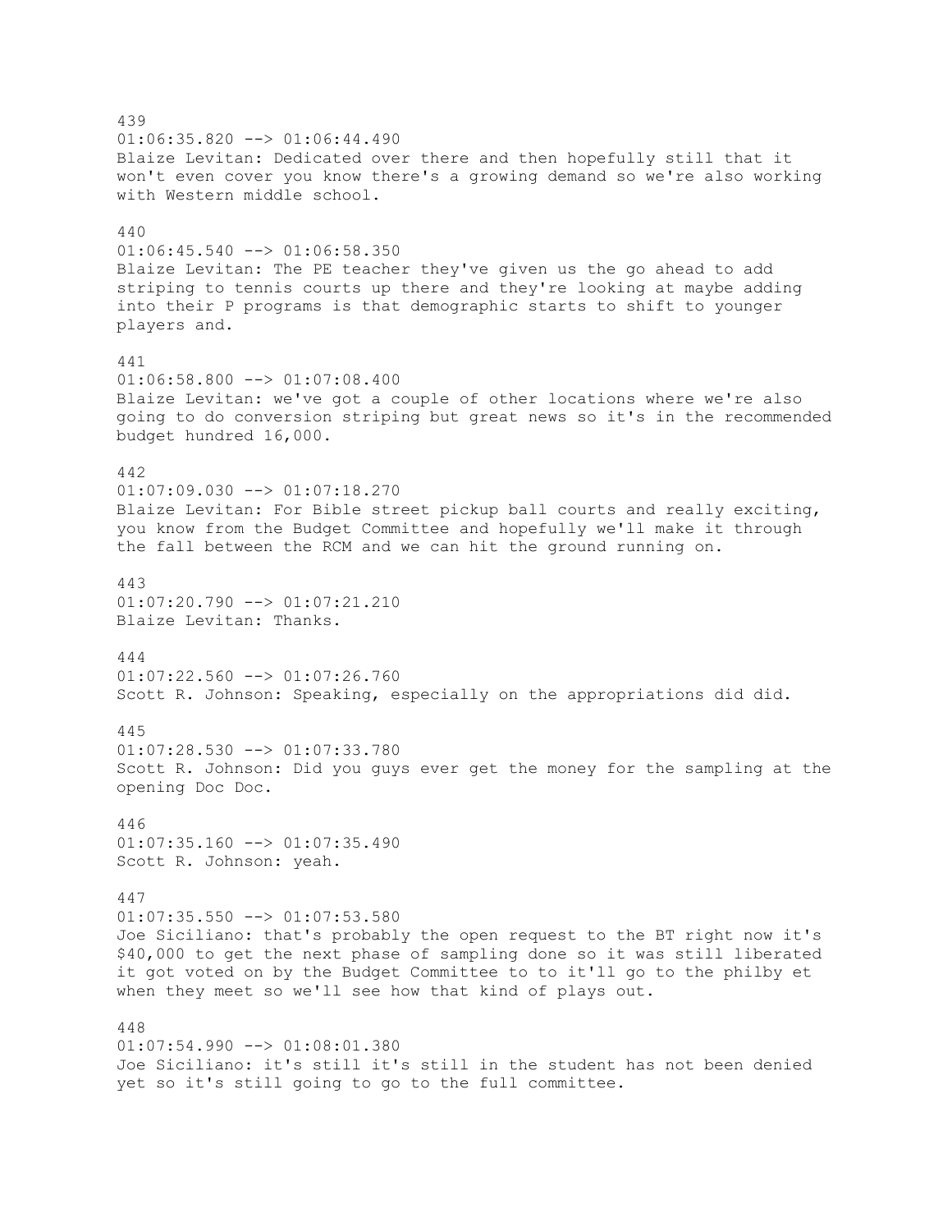439
01:06:35.820 --> 01:06:44.490
Blaize Levitan: Dedicated over there and then hopefully still that it won't even cover you know there's a growing demand so we're also working with Western middle school.

440
01:06:45.540 --> 01:06:58.350
Blaize Levitan: The PE teacher they've given us the go ahead to add striping to tennis courts up there and they're looking at maybe adding into their P programs is that demographic starts to shift to younger players and.

441
01:06:58.800 --> 01:07:08.400
Blaize Levitan: we've got a couple of other locations where we're also going to do conversion striping but great news so it's in the recommended budget hundred 16,000.

442
01:07:09.030 --> 01:07:18.270
Blaize Levitan: For Bible street pickup ball courts and really exciting, you know from the Budget Committee and hopefully we'll make it through the fall between the RCM and we can hit the ground running on.

443
01:07:20.790 --> 01:07:21.210
Blaize Levitan: Thanks.

444
01:07:22.560 --> 01:07:26.760
Scott R. Johnson: Speaking, especially on the appropriations did did.

445
01:07:28.530 --> 01:07:33.780
Scott R. Johnson: Did you guys ever get the money for the sampling at the opening Doc Doc.

446
01:07:35.160 --> 01:07:35.490
Scott R. Johnson: yeah.

447
01:07:35.550 --> 01:07:53.580
Joe Siciliano: that's probably the open request to the BT right now it's $40,000 to get the next phase of sampling done so it was still liberated it got voted on by the Budget Committee to to it'll go to the philby et when they meet so we'll see how that kind of plays out.

448
01:07:54.990 --> 01:08:01.380
Joe Siciliano: it's still it's still in the student has not been denied yet so it's still going to go to the full committee.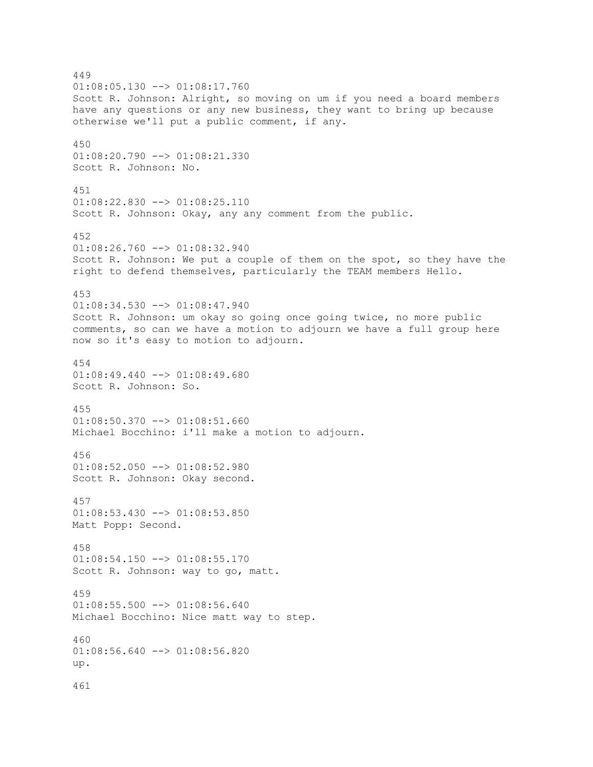449
01:08:05.130 --> 01:08:17.760
Scott R. Johnson: Alright, so moving on um if you need a board members have any questions or any new business, they want to bring up because otherwise we'll put a public comment, if any.

450
01:08:20.790 --> 01:08:21.330
Scott R. Johnson: No.

451
01:08:22.830 --> 01:08:25.110
Scott R. Johnson: Okay, any any comment from the public.

452
01:08:26.760 --> 01:08:32.940
Scott R. Johnson: We put a couple of them on the spot, so they have the right to defend themselves, particularly the TEAM members Hello.

453
01:08:34.530 --> 01:08:47.940
Scott R. Johnson: um okay so going once going twice, no more public comments, so can we have a motion to adjourn we have a full group here now so it's easy to motion to adjourn.

454
01:08:49.440 --> 01:08:49.680
Scott R. Johnson: So.

455
01:08:50.370 --> 01:08:51.660
Michael Bocchino: i'll make a motion to adjourn.

456
01:08:52.050 --> 01:08:52.980
Scott R. Johnson: Okay second.

457
01:08:53.430 --> 01:08:53.850
Matt Popp: Second.

458
01:08:54.150 --> 01:08:55.170
Scott R. Johnson: way to go, matt.

459
01:08:55.500 --> 01:08:56.640
Michael Bocchino: Nice matt way to step.

460
01:08:56.640 --> 01:08:56.820
up.

461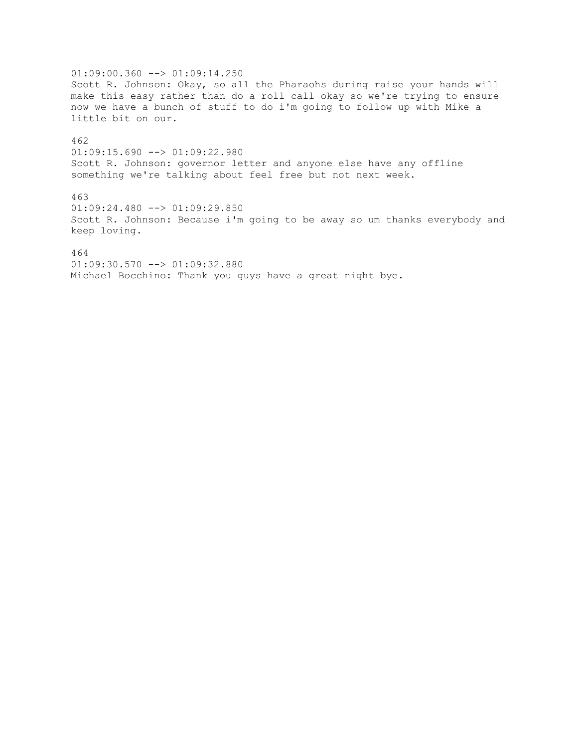01:09:00.360 --> 01:09:14.250
Scott R. Johnson: Okay, so all the Pharaohs during raise your hands will make this easy rather than do a roll call okay so we're trying to ensure now we have a bunch of stuff to do i'm going to follow up with Mike a little bit on our.

462
01:09:15.690 --> 01:09:22.980
Scott R. Johnson: governor letter and anyone else have any offline something we're talking about feel free but not next week.

463
01:09:24.480 --> 01:09:29.850
Scott R. Johnson: Because i'm going to be away so um thanks everybody and keep loving.

464
01:09:30.570 --> 01:09:32.880
Michael Bocchino: Thank you guys have a great night bye.